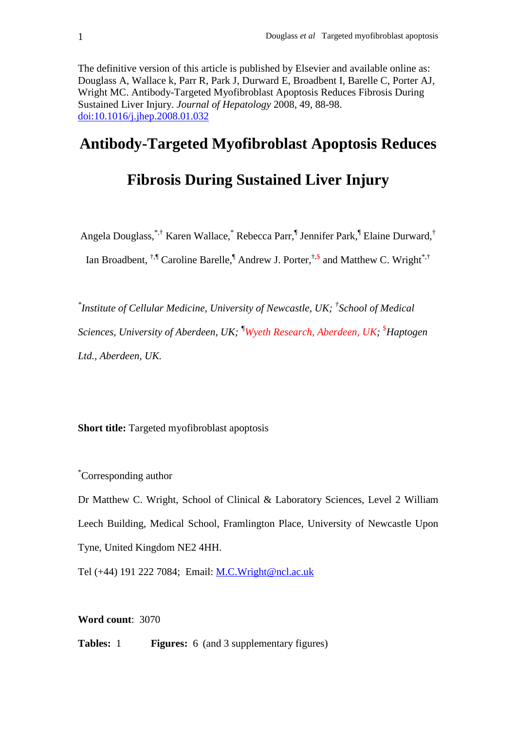The definitive version of this article is published by Elsevier and available online as: Douglass A, Wallace k, Parr R, Park J, Durward E, Broadbent I, Barelle C, Porter AJ, Wright MC. Antibody-Targeted Myofibroblast Apoptosis Reduces Fibrosis During Sustained Liver Injury. *Journal of Hepatology* 2008, 49, 88-98. doi:10.1016/j.jhep.2008.01.032

# Antibody-Targeted Myofibroblast Apoptosis Reduces Fibrosis During Sustained Liver Injury

Angela Douglass,[*,†] Karen Wallace,[*] Rebecca Parr,[¶] Jennifer Park,[¶] Elaine Durward,[†] Ian Broadbent, [†,¶] Caroline Barelle,[¶] Andrew J. Porter,[†,$] and Matthew C. Wright[*,†]

[*]*Institute of Cellular Medicine, University of Newcastle, UK;* [†]*School of Medical Sciences, University of Aberdeen, UK;* [¶]*Wyeth Research, Aberdeen, UK;* [$]*Haptogen Ltd., Aberdeen, UK.*

**Short title:** Targeted myofibroblast apoptosis

[*]Corresponding author

Dr Matthew C. Wright, School of Clinical & Laboratory Sciences, Level 2 William Leech Building, Medical School, Framlington Place, University of Newcastle Upon Tyne, United Kingdom NE2 4HH.

Tel (+44) 191 222 7084; Email: M.C.Wright@ncl.ac.uk

**Word count**: 3070

**Tables:** 1 **Figures:** 6 (and 3 supplementary figures)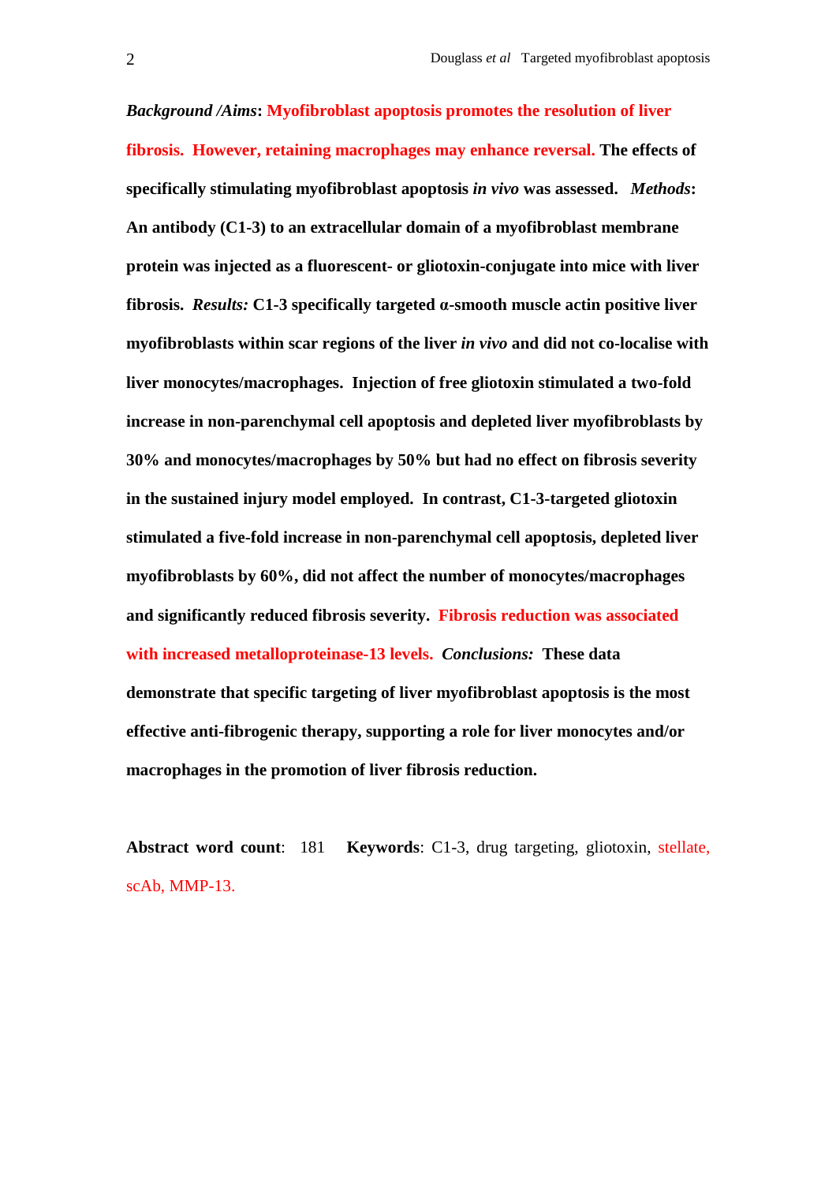***Background /Aims*: Myofibroblast apoptosis promotes the resolution of liver fibrosis. However, retaining macrophages may enhance reversal. The effects of specifically stimulating myofibroblast apoptosis *in vivo* was assessed. *Methods*: An antibody (C1-3) to an extracellular domain of a myofibroblast membrane protein was injected as a fluorescent- or gliotoxin-conjugate into mice with liver fibrosis. *Results:* C1-3 specifically targeted α-smooth muscle actin positive liver myofibroblasts within scar regions of the liver *in vivo* and did not co-localise with liver monocytes/macrophages. Injection of free gliotoxin stimulated a two-fold increase in non-parenchymal cell apoptosis and depleted liver myofibroblasts by 30% and monocytes/macrophages by 50% but had no effect on fibrosis severity in the sustained injury model employed. In contrast, C1-3-targeted gliotoxin stimulated a five-fold increase in non-parenchymal cell apoptosis, depleted liver myofibroblasts by 60%, did not affect the number of monocytes/macrophages and significantly reduced fibrosis severity. Fibrosis reduction was associated with increased metalloproteinase-13 levels. *Conclusions:* These data demonstrate that specific targeting of liver myofibroblast apoptosis is the most effective anti-fibrogenic therapy, supporting a role for liver monocytes and/or macrophages in the promotion of liver fibrosis reduction.**

**Abstract word count**: 181 **Keywords**: C1-3, drug targeting, gliotoxin, stellate, scAb, MMP-13.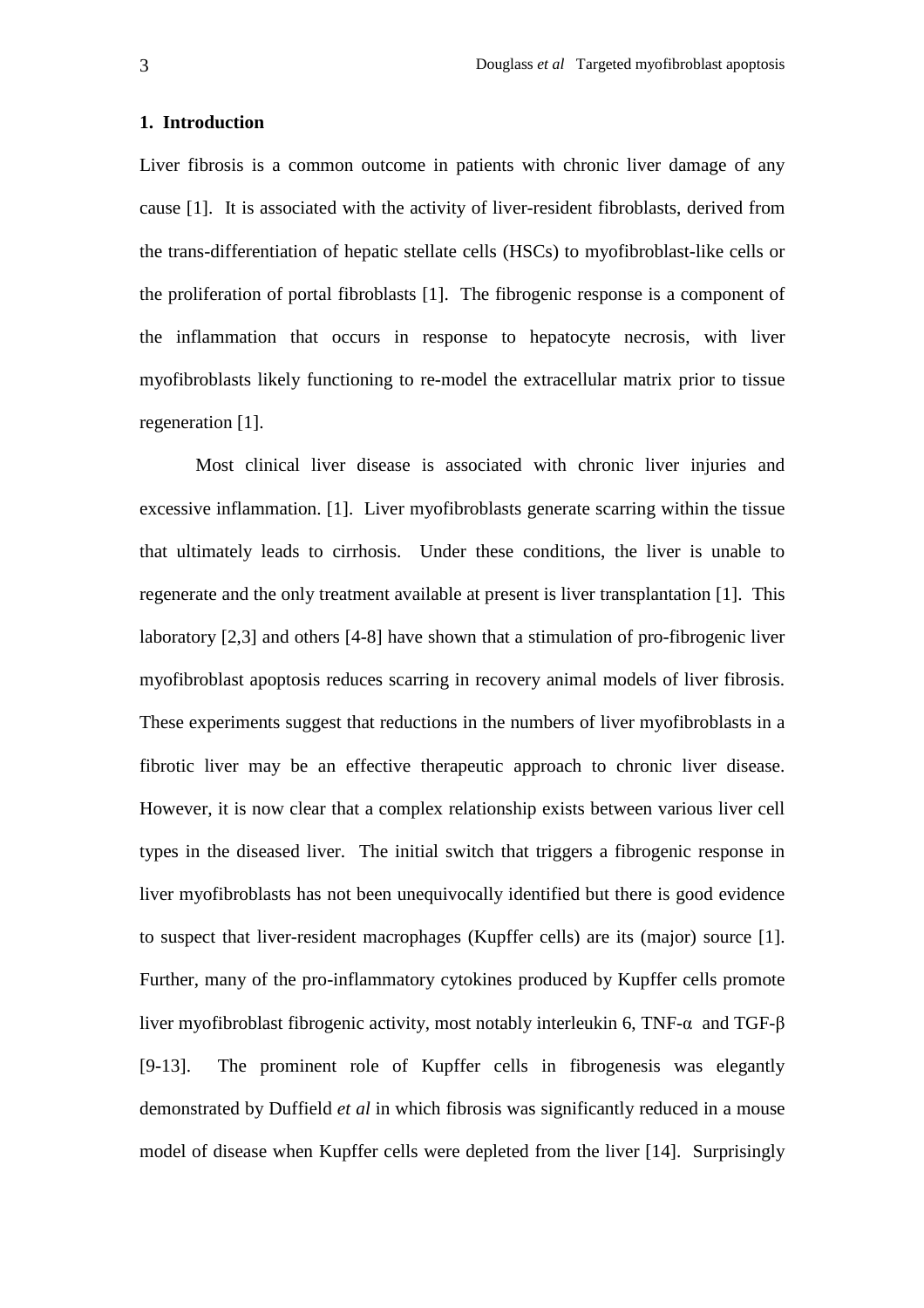## 1. Introduction

Liver fibrosis is a common outcome in patients with chronic liver damage of any cause [1]. It is associated with the activity of liver-resident fibroblasts, derived from the trans-differentiation of hepatic stellate cells (HSCs) to myofibroblast-like cells or the proliferation of portal fibroblasts [1]. The fibrogenic response is a component of the inflammation that occurs in response to hepatocyte necrosis, with liver myofibroblasts likely functioning to re-model the extracellular matrix prior to tissue regeneration [1].

Most clinical liver disease is associated with chronic liver injuries and excessive inflammation. [1]. Liver myofibroblasts generate scarring within the tissue that ultimately leads to cirrhosis. Under these conditions, the liver is unable to regenerate and the only treatment available at present is liver transplantation [1]. This laboratory [2,3] and others [4-8] have shown that a stimulation of pro-fibrogenic liver myofibroblast apoptosis reduces scarring in recovery animal models of liver fibrosis. These experiments suggest that reductions in the numbers of liver myofibroblasts in a fibrotic liver may be an effective therapeutic approach to chronic liver disease. However, it is now clear that a complex relationship exists between various liver cell types in the diseased liver. The initial switch that triggers a fibrogenic response in liver myofibroblasts has not been unequivocally identified but there is good evidence to suspect that liver-resident macrophages (Kupffer cells) are its (major) source [1]. Further, many of the pro-inflammatory cytokines produced by Kupffer cells promote liver myofibroblast fibrogenic activity, most notably interleukin 6, TNF-α and TGF-β [9-13]. The prominent role of Kupffer cells in fibrogenesis was elegantly demonstrated by Duffield *et al* in which fibrosis was significantly reduced in a mouse model of disease when Kupffer cells were depleted from the liver [14]. Surprisingly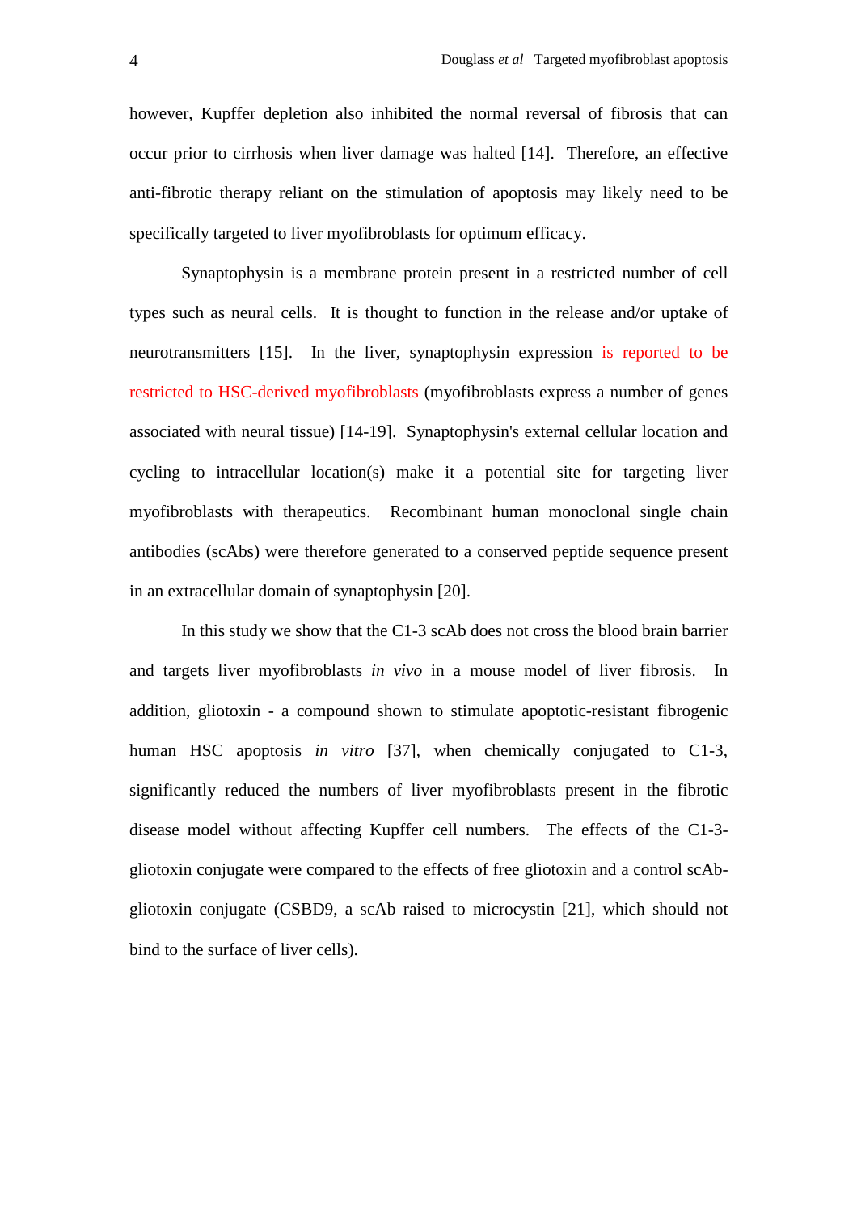however, Kupffer depletion also inhibited the normal reversal of fibrosis that can occur prior to cirrhosis when liver damage was halted [14]. Therefore, an effective anti-fibrotic therapy reliant on the stimulation of apoptosis may likely need to be specifically targeted to liver myofibroblasts for optimum efficacy.

Synaptophysin is a membrane protein present in a restricted number of cell types such as neural cells. It is thought to function in the release and/or uptake of neurotransmitters [15]. In the liver, synaptophysin expression is reported to be restricted to HSC-derived myofibroblasts (myofibroblasts express a number of genes associated with neural tissue) [14-19]. Synaptophysin's external cellular location and cycling to intracellular location(s) make it a potential site for targeting liver myofibroblasts with therapeutics. Recombinant human monoclonal single chain antibodies (scAbs) were therefore generated to a conserved peptide sequence present in an extracellular domain of synaptophysin [20].

In this study we show that the C1-3 scAb does not cross the blood brain barrier and targets liver myofibroblasts *in vivo* in a mouse model of liver fibrosis. In addition, gliotoxin - a compound shown to stimulate apoptotic-resistant fibrogenic human HSC apoptosis *in vitro* [37], when chemically conjugated to C1-3, significantly reduced the numbers of liver myofibroblasts present in the fibrotic disease model without affecting Kupffer cell numbers. The effects of the C1-3-gliotoxin conjugate were compared to the effects of free gliotoxin and a control scAb-gliotoxin conjugate (CSBD9, a scAb raised to microcystin [21], which should not bind to the surface of liver cells).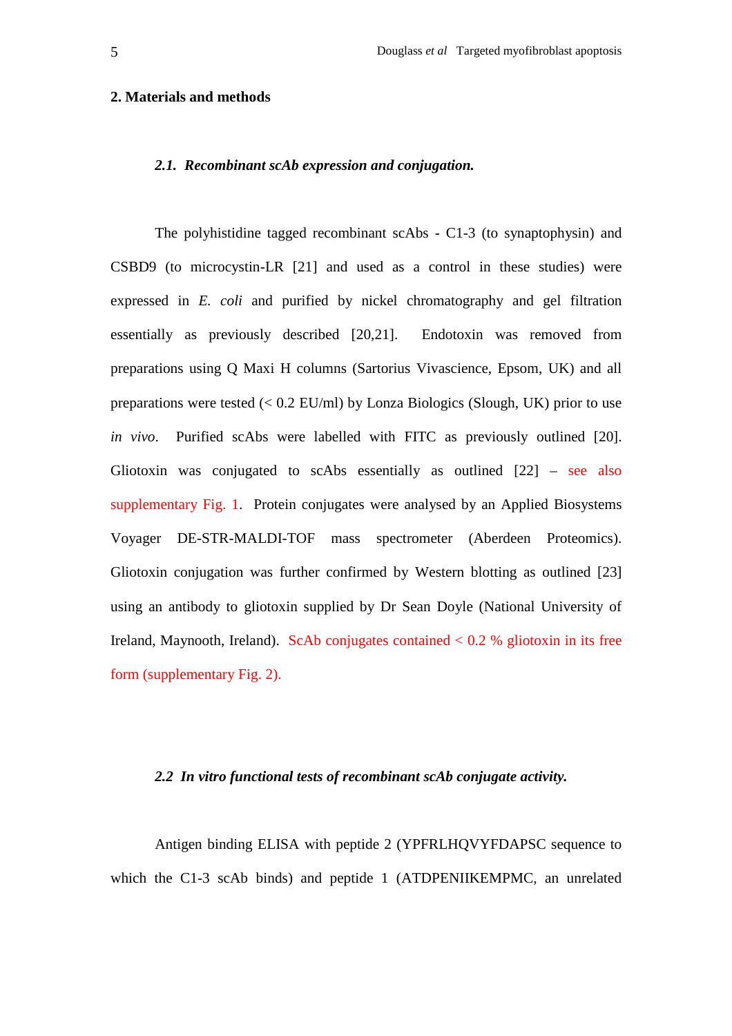## 2. Materials and methods

### *2.1. Recombinant scAb expression and conjugation.*

The polyhistidine tagged recombinant scAbs - C1-3 (to synaptophysin) and CSBD9 (to microcystin-LR [21] and used as a control in these studies) were expressed in *E. coli* and purified by nickel chromatography and gel filtration essentially as previously described [20,21]. Endotoxin was removed from preparations using Q Maxi H columns (Sartorius Vivascience, Epsom, UK) and all preparations were tested (< 0.2 EU/ml) by Lonza Biologics (Slough, UK) prior to use *in vivo*. Purified scAbs were labelled with FITC as previously outlined [20]. Gliotoxin was conjugated to scAbs essentially as outlined [22] – see also supplementary Fig. 1. Protein conjugates were analysed by an Applied Biosystems Voyager DE-STR-MALDI-TOF mass spectrometer (Aberdeen Proteomics). Gliotoxin conjugation was further confirmed by Western blotting as outlined [23] using an antibody to gliotoxin supplied by Dr Sean Doyle (National University of Ireland, Maynooth, Ireland). ScAb conjugates contained < 0.2 % gliotoxin in its free form (supplementary Fig. 2).

### *2.2 In vitro functional tests of recombinant scAb conjugate activity.*

Antigen binding ELISA with peptide 2 (YPFRLHQVYFDAPSC sequence to which the C1-3 scAb binds) and peptide 1 (ATDPENIIKEMPMC, an unrelated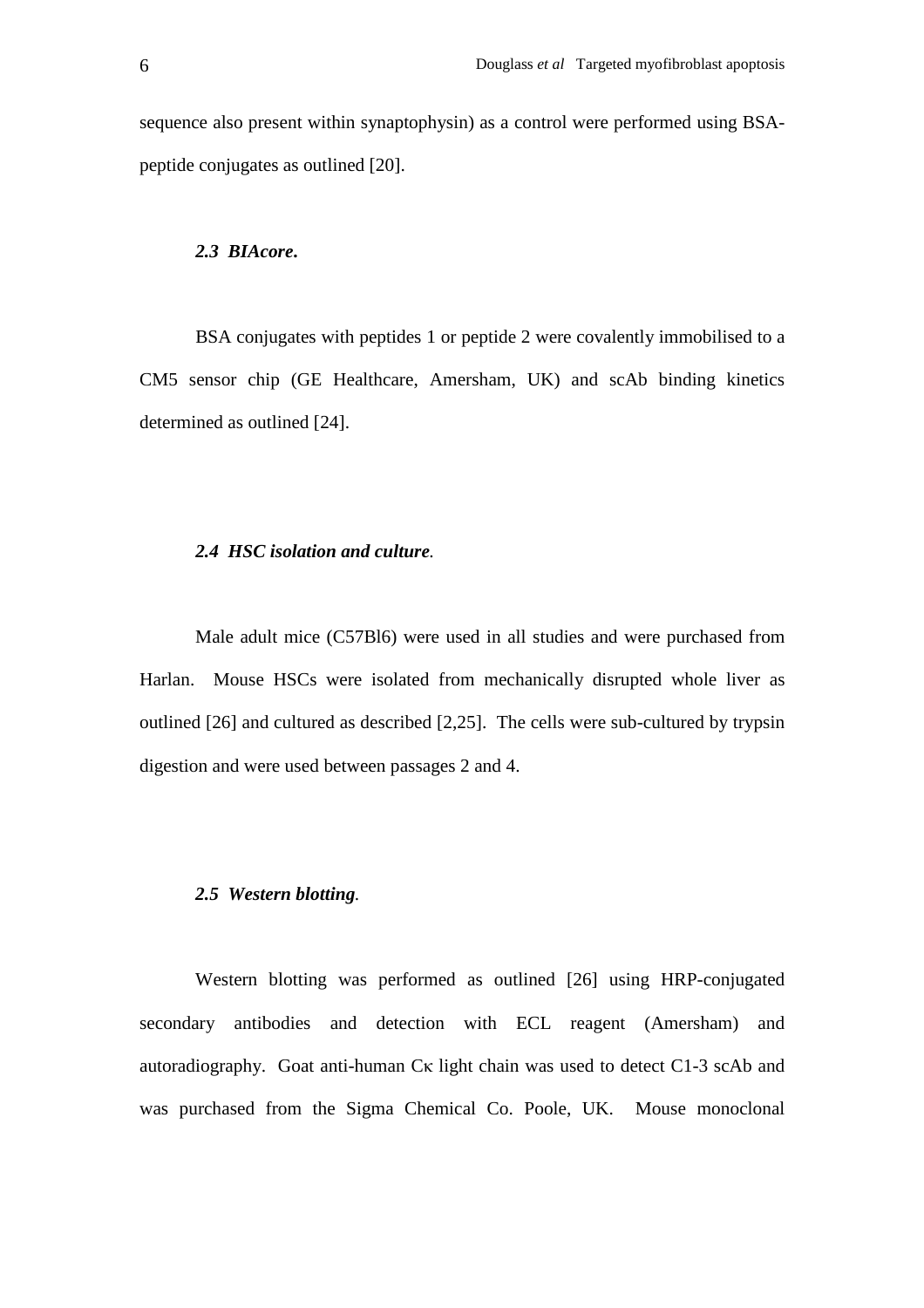sequence also present within synaptophysin) as a control were performed using BSA-peptide conjugates as outlined [20].

### *2.3 BIAcore.*

BSA conjugates with peptides 1 or peptide 2 were covalently immobilised to a CM5 sensor chip (GE Healthcare, Amersham, UK) and scAb binding kinetics determined as outlined [24].

### *2.4 HSC isolation and culture.*

Male adult mice (C57Bl6) were used in all studies and were purchased from Harlan. Mouse HSCs were isolated from mechanically disrupted whole liver as outlined [26] and cultured as described [2,25]. The cells were sub-cultured by trypsin digestion and were used between passages 2 and 4.

### *2.5 Western blotting.*

Western blotting was performed as outlined [26] using HRP-conjugated secondary antibodies and detection with ECL reagent (Amersham) and autoradiography. Goat anti-human Cκ light chain was used to detect C1-3 scAb and was purchased from the Sigma Chemical Co. Poole, UK. Mouse monoclonal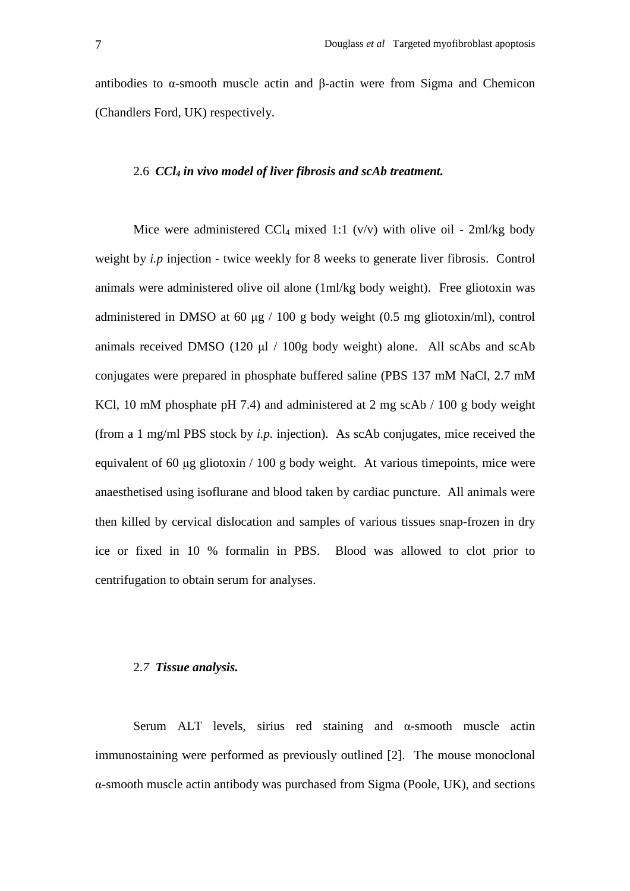antibodies to α-smooth muscle actin and β-actin were from Sigma and Chemicon (Chandlers Ford, UK) respectively.

### 2.6 *$CCl_4$ in vivo model of liver fibrosis and scAb treatment.*

Mice were administered $CCl_4$ mixed 1:1 (v/v) with olive oil - 2ml/kg body weight by *i.p* injection - twice weekly for 8 weeks to generate liver fibrosis. Control animals were administered olive oil alone (1ml/kg body weight). Free gliotoxin was administered in DMSO at 60 μg / 100 g body weight (0.5 mg gliotoxin/ml), control animals received DMSO (120 μl / 100g body weight) alone. All scAbs and scAb conjugates were prepared in phosphate buffered saline (PBS 137 mM NaCl, 2.7 mM KCl, 10 mM phosphate pH 7.4) and administered at 2 mg scAb / 100 g body weight (from a 1 mg/ml PBS stock by *i.p.* injection). As scAb conjugates, mice received the equivalent of 60 μg gliotoxin / 100 g body weight. At various timepoints, mice were anaesthetised using isoflurane and blood taken by cardiac puncture. All animals were then killed by cervical dislocation and samples of various tissues snap-frozen in dry ice or fixed in 10 % formalin in PBS. Blood was allowed to clot prior to centrifugation to obtain serum for analyses.

### 2.7 *Tissue analysis.*

Serum ALT levels, sirius red staining and α-smooth muscle actin immunostaining were performed as previously outlined [2]. The mouse monoclonal α-smooth muscle actin antibody was purchased from Sigma (Poole, UK), and sections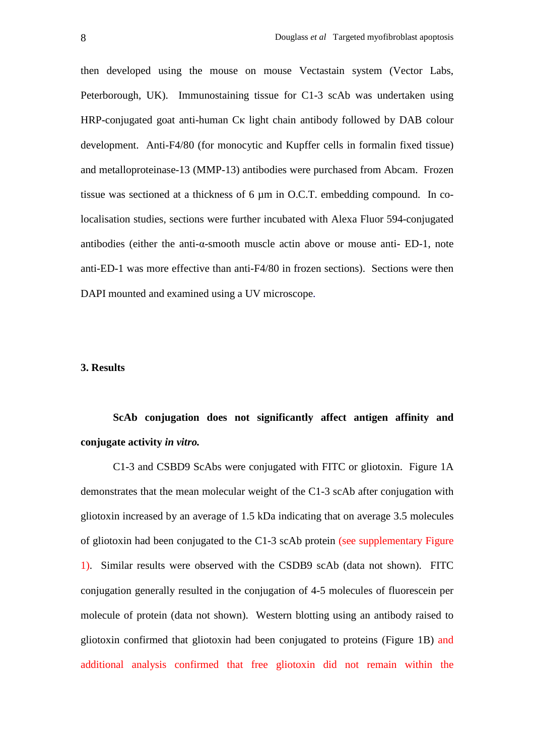then developed using the mouse on mouse Vectastain system (Vector Labs, Peterborough, UK). Immunostaining tissue for C1-3 scAb was undertaken using HRP-conjugated goat anti-human Cκ light chain antibody followed by DAB colour development. Anti-F4/80 (for monocytic and Kupffer cells in formalin fixed tissue) and metalloproteinase-13 (MMP-13) antibodies were purchased from Abcam. Frozen tissue was sectioned at a thickness of 6 μm in O.C.T. embedding compound. In co-localisation studies, sections were further incubated with Alexa Fluor 594-conjugated antibodies (either the anti-α-smooth muscle actin above or mouse anti- ED-1, note anti-ED-1 was more effective than anti-F4/80 in frozen sections). Sections were then DAPI mounted and examined using a UV microscope.

## 3. Results

### ScAb conjugation does not significantly affect antigen affinity and conjugate activity *in vitro.*

C1-3 and CSBD9 ScAbs were conjugated with FITC or gliotoxin. Figure 1A demonstrates that the mean molecular weight of the C1-3 scAb after conjugation with gliotoxin increased by an average of 1.5 kDa indicating that on average 3.5 molecules of gliotoxin had been conjugated to the C1-3 scAb protein (see supplementary Figure 1). Similar results were observed with the CSDB9 scAb (data not shown). FITC conjugation generally resulted in the conjugation of 4-5 molecules of fluorescein per molecule of protein (data not shown). Western blotting using an antibody raised to gliotoxin confirmed that gliotoxin had been conjugated to proteins (Figure 1B) and additional analysis confirmed that free gliotoxin did not remain within the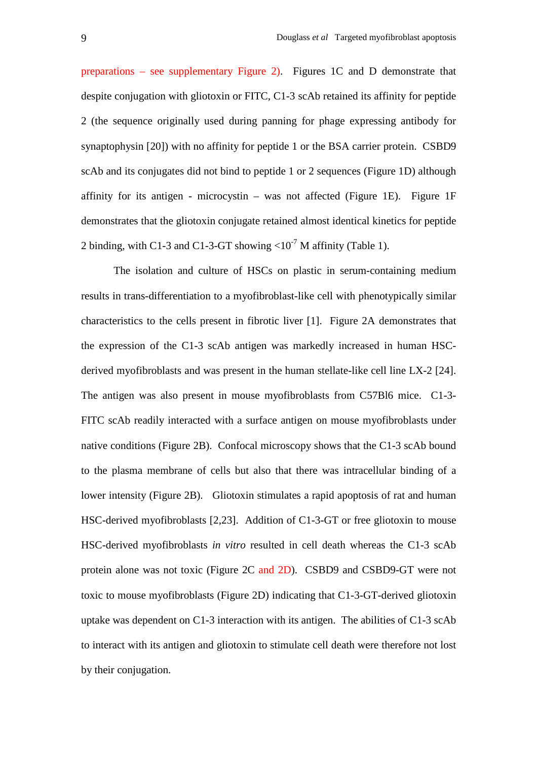preparations – see supplementary Figure 2). Figures 1C and D demonstrate that despite conjugation with gliotoxin or FITC, C1-3 scAb retained its affinity for peptide 2 (the sequence originally used during panning for phage expressing antibody for synaptophysin [20]) with no affinity for peptide 1 or the BSA carrier protein. CSBD9 scAb and its conjugates did not bind to peptide 1 or 2 sequences (Figure 1D) although affinity for its antigen - microcystin – was not affected (Figure 1E). Figure 1F demonstrates that the gliotoxin conjugate retained almost identical kinetics for peptide 2 binding, with C1-3 and C1-3-GT showing $<10^{-7}$ M affinity (Table 1).

The isolation and culture of HSCs on plastic in serum-containing medium results in trans-differentiation to a myofibroblast-like cell with phenotypically similar characteristics to the cells present in fibrotic liver [1]. Figure 2A demonstrates that the expression of the C1-3 scAb antigen was markedly increased in human HSC-derived myofibroblasts and was present in the human stellate-like cell line LX-2 [24]. The antigen was also present in mouse myofibroblasts from C57Bl6 mice. C1-3-FITC scAb readily interacted with a surface antigen on mouse myofibroblasts under native conditions (Figure 2B). Confocal microscopy shows that the C1-3 scAb bound to the plasma membrane of cells but also that there was intracellular binding of a lower intensity (Figure 2B). Gliotoxin stimulates a rapid apoptosis of rat and human HSC-derived myofibroblasts [2,23]. Addition of C1-3-GT or free gliotoxin to mouse HSC-derived myofibroblasts *in vitro* resulted in cell death whereas the C1-3 scAb protein alone was not toxic (Figure 2C and 2D). CSBD9 and CSBD9-GT were not toxic to mouse myofibroblasts (Figure 2D) indicating that C1-3-GT-derived gliotoxin uptake was dependent on C1-3 interaction with its antigen. The abilities of C1-3 scAb to interact with its antigen and gliotoxin to stimulate cell death were therefore not lost by their conjugation.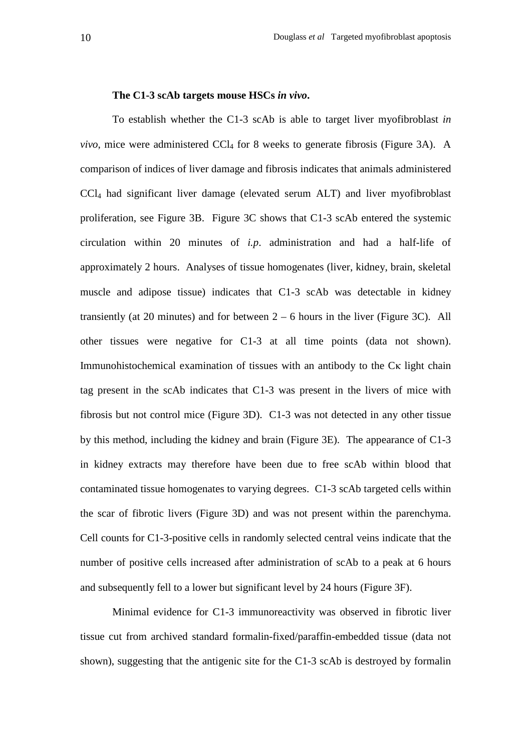**The C1-3 scAb targets mouse HSCs *in vivo*.**

To establish whether the C1-3 scAb is able to target liver myofibroblast *in vivo*, mice were administered $CCl_4$ for 8 weeks to generate fibrosis (Figure 3A). A comparison of indices of liver damage and fibrosis indicates that animals administered $CCl_4$ had significant liver damage (elevated serum ALT) and liver myofibroblast proliferation, see Figure 3B. Figure 3C shows that C1-3 scAb entered the systemic circulation within 20 minutes of *i.p*. administration and had a half-life of approximately 2 hours. Analyses of tissue homogenates (liver, kidney, brain, skeletal muscle and adipose tissue) indicates that C1-3 scAb was detectable in kidney transiently (at 20 minutes) and for between 2 – 6 hours in the liver (Figure 3C). All other tissues were negative for C1-3 at all time points (data not shown). Immunohistochemical examination of tissues with an antibody to the $C\kappa$ light chain tag present in the scAb indicates that C1-3 was present in the livers of mice with fibrosis but not control mice (Figure 3D). C1-3 was not detected in any other tissue by this method, including the kidney and brain (Figure 3E). The appearance of C1-3 in kidney extracts may therefore have been due to free scAb within blood that contaminated tissue homogenates to varying degrees. C1-3 scAb targeted cells within the scar of fibrotic livers (Figure 3D) and was not present within the parenchyma. Cell counts for C1-3-positive cells in randomly selected central veins indicate that the number of positive cells increased after administration of scAb to a peak at 6 hours and subsequently fell to a lower but significant level by 24 hours (Figure 3F).

Minimal evidence for C1-3 immunoreactivity was observed in fibrotic liver tissue cut from archived standard formalin-fixed/paraffin-embedded tissue (data not shown), suggesting that the antigenic site for the C1-3 scAb is destroyed by formalin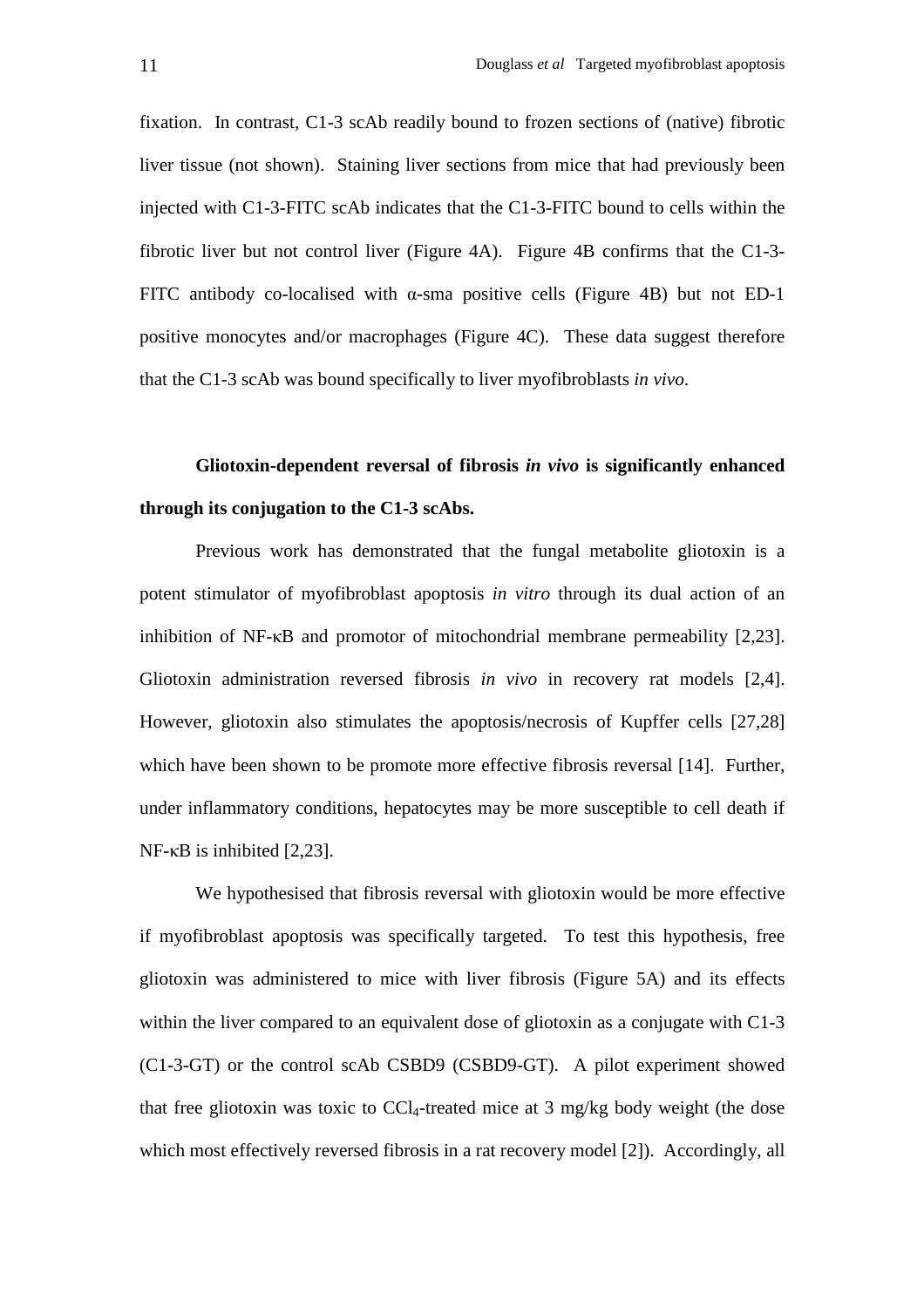fixation. In contrast, C1-3 scAb readily bound to frozen sections of (native) fibrotic liver tissue (not shown). Staining liver sections from mice that had previously been injected with C1-3-FITC scAb indicates that the C1-3-FITC bound to cells within the fibrotic liver but not control liver (Figure 4A). Figure 4B confirms that the C1-3-FITC antibody co-localised with α-sma positive cells (Figure 4B) but not ED-1 positive monocytes and/or macrophages (Figure 4C). These data suggest therefore that the C1-3 scAb was bound specifically to liver myofibroblasts *in vivo*.

**Gliotoxin-dependent reversal of fibrosis *in vivo* is significantly enhanced through its conjugation to the C1-3 scAbs.**

Previous work has demonstrated that the fungal metabolite gliotoxin is a potent stimulator of myofibroblast apoptosis *in vitro* through its dual action of an inhibition of NF-κB and promotor of mitochondrial membrane permeability [2,23]. Gliotoxin administration reversed fibrosis *in vivo* in recovery rat models [2,4]. However, gliotoxin also stimulates the apoptosis/necrosis of Kupffer cells [27,28] which have been shown to be promote more effective fibrosis reversal [14]. Further, under inflammatory conditions, hepatocytes may be more susceptible to cell death if NF-κB is inhibited [2,23].

We hypothesised that fibrosis reversal with gliotoxin would be more effective if myofibroblast apoptosis was specifically targeted. To test this hypothesis, free gliotoxin was administered to mice with liver fibrosis (Figure 5A) and its effects within the liver compared to an equivalent dose of gliotoxin as a conjugate with C1-3 (C1-3-GT) or the control scAb CSBD9 (CSBD9-GT). A pilot experiment showed that free gliotoxin was toxic to $CCl_4$-treated mice at 3 mg/kg body weight (the dose which most effectively reversed fibrosis in a rat recovery model [2]). Accordingly, all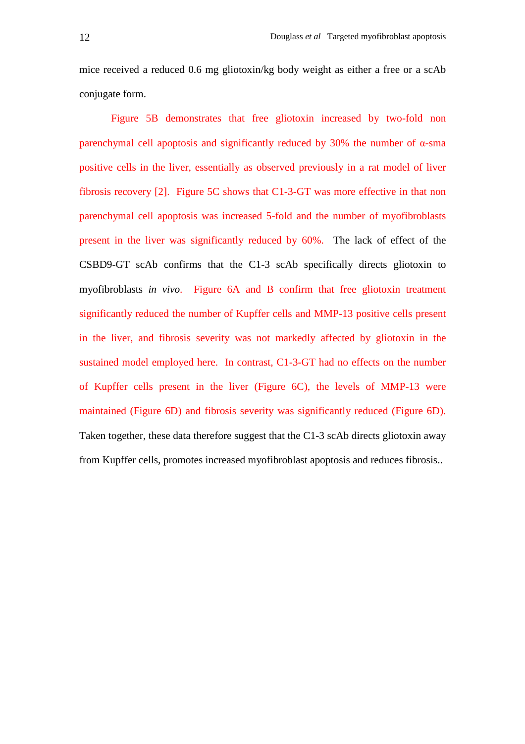mice received a reduced 0.6 mg gliotoxin/kg body weight as either a free or a scAb conjugate form.

Figure 5B demonstrates that free gliotoxin increased by two-fold non parenchymal cell apoptosis and significantly reduced by 30% the number of α-sma positive cells in the liver, essentially as observed previously in a rat model of liver fibrosis recovery [2]. Figure 5C shows that C1-3-GT was more effective in that non parenchymal cell apoptosis was increased 5-fold and the number of myofibroblasts present in the liver was significantly reduced by 60%. The lack of effect of the CSBD9-GT scAb confirms that the C1-3 scAb specifically directs gliotoxin to myofibroblasts *in vivo*. Figure 6A and B confirm that free gliotoxin treatment significantly reduced the number of Kupffer cells and MMP-13 positive cells present in the liver, and fibrosis severity was not markedly affected by gliotoxin in the sustained model employed here. In contrast, C1-3-GT had no effects on the number of Kupffer cells present in the liver (Figure 6C), the levels of MMP-13 were maintained (Figure 6D) and fibrosis severity was significantly reduced (Figure 6D). Taken together, these data therefore suggest that the C1-3 scAb directs gliotoxin away from Kupffer cells, promotes increased myofibroblast apoptosis and reduces fibrosis..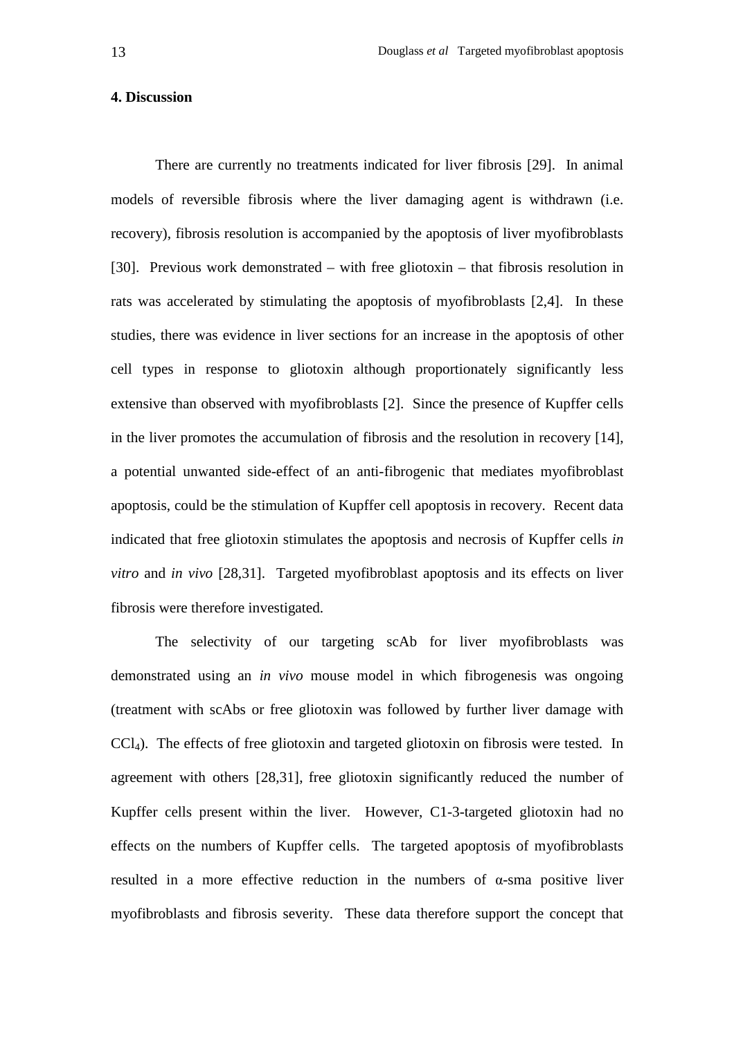## 4. Discussion

There are currently no treatments indicated for liver fibrosis [29]. In animal models of reversible fibrosis where the liver damaging agent is withdrawn (i.e. recovery), fibrosis resolution is accompanied by the apoptosis of liver myofibroblasts [30]. Previous work demonstrated – with free gliotoxin – that fibrosis resolution in rats was accelerated by stimulating the apoptosis of myofibroblasts [2,4]. In these studies, there was evidence in liver sections for an increase in the apoptosis of other cell types in response to gliotoxin although proportionately significantly less extensive than observed with myofibroblasts [2]. Since the presence of Kupffer cells in the liver promotes the accumulation of fibrosis and the resolution in recovery [14], a potential unwanted side-effect of an anti-fibrogenic that mediates myofibroblast apoptosis, could be the stimulation of Kupffer cell apoptosis in recovery. Recent data indicated that free gliotoxin stimulates the apoptosis and necrosis of Kupffer cells *in vitro* and *in vivo* [28,31]. Targeted myofibroblast apoptosis and its effects on liver fibrosis were therefore investigated.

The selectivity of our targeting scAb for liver myofibroblasts was demonstrated using an *in vivo* mouse model in which fibrogenesis was ongoing (treatment with scAbs or free gliotoxin was followed by further liver damage with $CCl_4$). The effects of free gliotoxin and targeted gliotoxin on fibrosis were tested. In agreement with others [28,31], free gliotoxin significantly reduced the number of Kupffer cells present within the liver. However, C1-3-targeted gliotoxin had no effects on the numbers of Kupffer cells. The targeted apoptosis of myofibroblasts resulted in a more effective reduction in the numbers of α-sma positive liver myofibroblasts and fibrosis severity. These data therefore support the concept that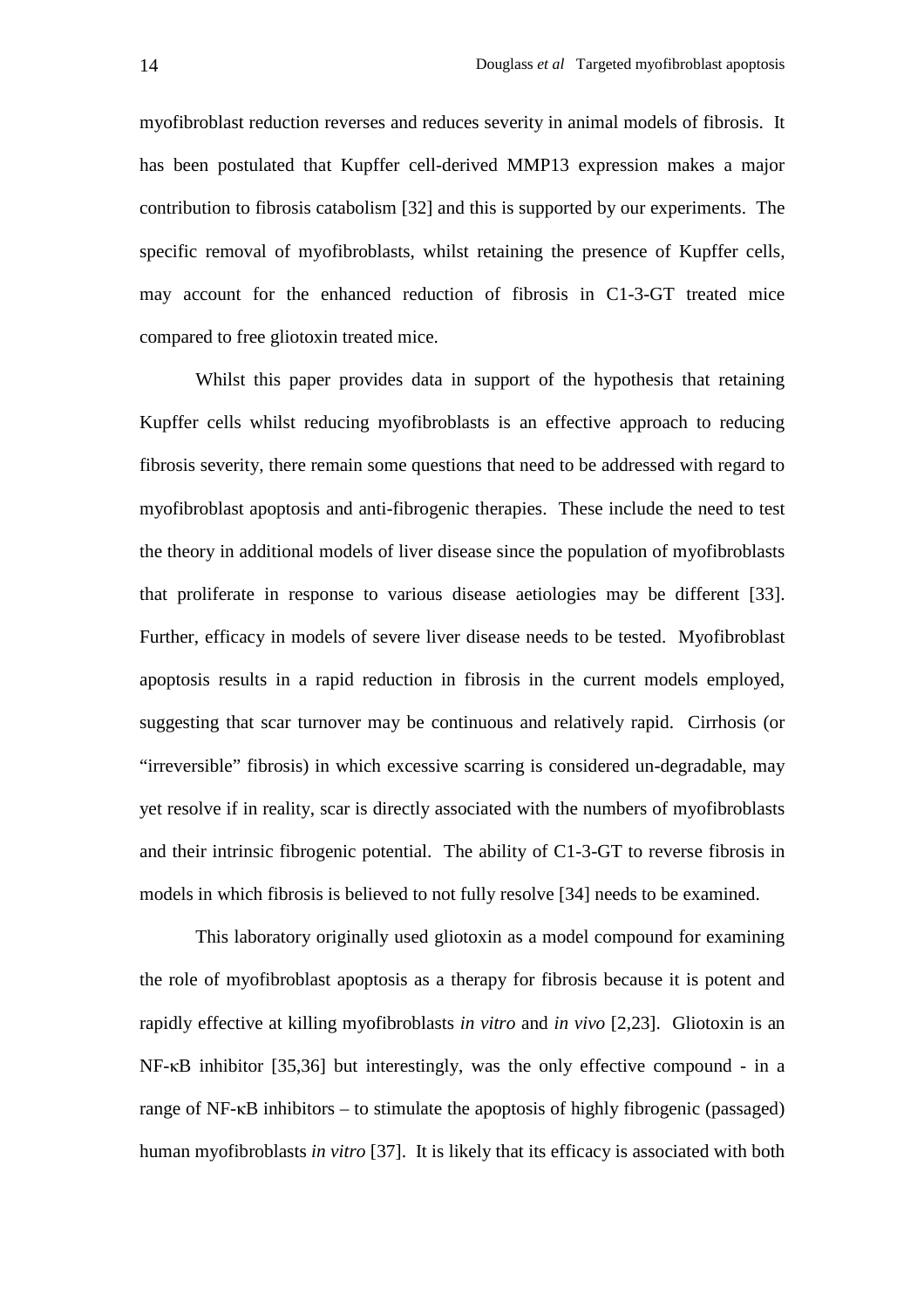myofibroblast reduction reverses and reduces severity in animal models of fibrosis. It has been postulated that Kupffer cell-derived MMP13 expression makes a major contribution to fibrosis catabolism [32] and this is supported by our experiments. The specific removal of myofibroblasts, whilst retaining the presence of Kupffer cells, may account for the enhanced reduction of fibrosis in C1-3-GT treated mice compared to free gliotoxin treated mice.

Whilst this paper provides data in support of the hypothesis that retaining Kupffer cells whilst reducing myofibroblasts is an effective approach to reducing fibrosis severity, there remain some questions that need to be addressed with regard to myofibroblast apoptosis and anti-fibrogenic therapies. These include the need to test the theory in additional models of liver disease since the population of myofibroblasts that proliferate in response to various disease aetiologies may be different [33]. Further, efficacy in models of severe liver disease needs to be tested. Myofibroblast apoptosis results in a rapid reduction in fibrosis in the current models employed, suggesting that scar turnover may be continuous and relatively rapid. Cirrhosis (or "irreversible" fibrosis) in which excessive scarring is considered un-degradable, may yet resolve if in reality, scar is directly associated with the numbers of myofibroblasts and their intrinsic fibrogenic potential. The ability of C1-3-GT to reverse fibrosis in models in which fibrosis is believed to not fully resolve [34] needs to be examined.

This laboratory originally used gliotoxin as a model compound for examining the role of myofibroblast apoptosis as a therapy for fibrosis because it is potent and rapidly effective at killing myofibroblasts *in vitro* and *in vivo* [2,23]. Gliotoxin is an NF-κB inhibitor [35,36] but interestingly, was the only effective compound - in a range of NF-κB inhibitors – to stimulate the apoptosis of highly fibrogenic (passaged) human myofibroblasts *in vitro* [37]. It is likely that its efficacy is associated with both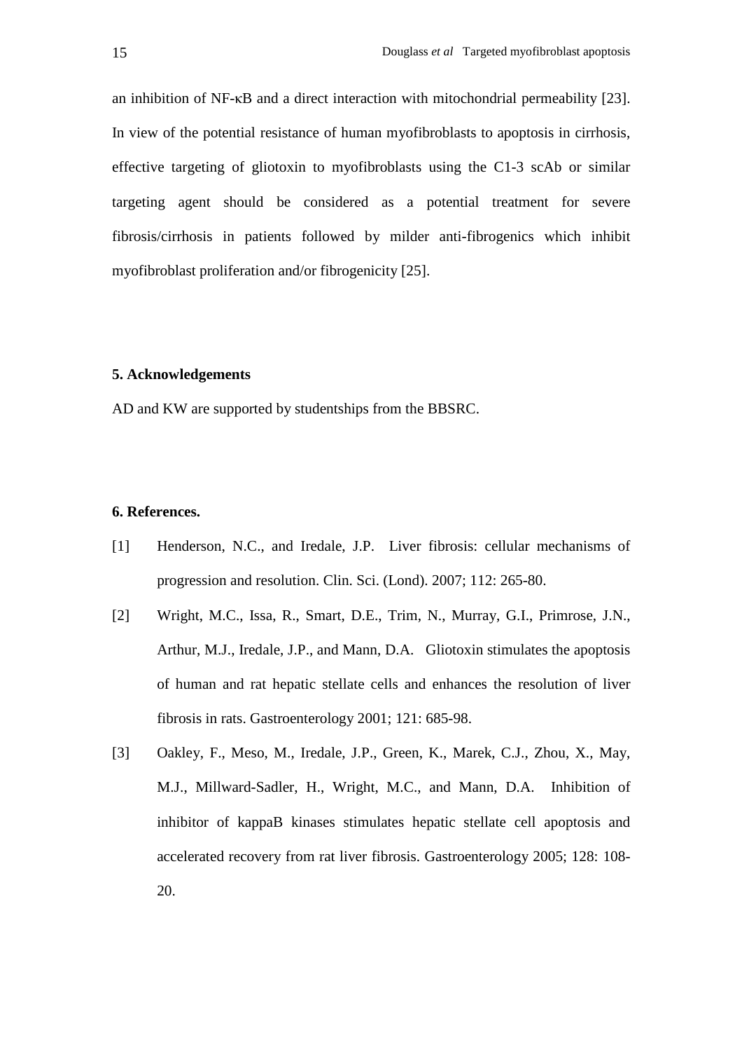an inhibition of NF-κB and a direct interaction with mitochondrial permeability [23]. In view of the potential resistance of human myofibroblasts to apoptosis in cirrhosis, effective targeting of gliotoxin to myofibroblasts using the C1-3 scAb or similar targeting agent should be considered as a potential treatment for severe fibrosis/cirrhosis in patients followed by milder anti-fibrogenics which inhibit myofibroblast proliferation and/or fibrogenicity [25].

## 5. Acknowledgements

AD and KW are supported by studentships from the BBSRC.

## 6. References.

[1] Henderson, N.C., and Iredale, J.P. Liver fibrosis: cellular mechanisms of progression and resolution. Clin. Sci. (Lond). 2007; 112: 265-80.

[2] Wright, M.C., Issa, R., Smart, D.E., Trim, N., Murray, G.I., Primrose, J.N., Arthur, M.J., Iredale, J.P., and Mann, D.A. Gliotoxin stimulates the apoptosis of human and rat hepatic stellate cells and enhances the resolution of liver fibrosis in rats. Gastroenterology 2001; 121: 685-98.

[3] Oakley, F., Meso, M., Iredale, J.P., Green, K., Marek, C.J., Zhou, X., May, M.J., Millward-Sadler, H., Wright, M.C., and Mann, D.A. Inhibition of inhibitor of kappaB kinases stimulates hepatic stellate cell apoptosis and accelerated recovery from rat liver fibrosis. Gastroenterology 2005; 128: 108-20.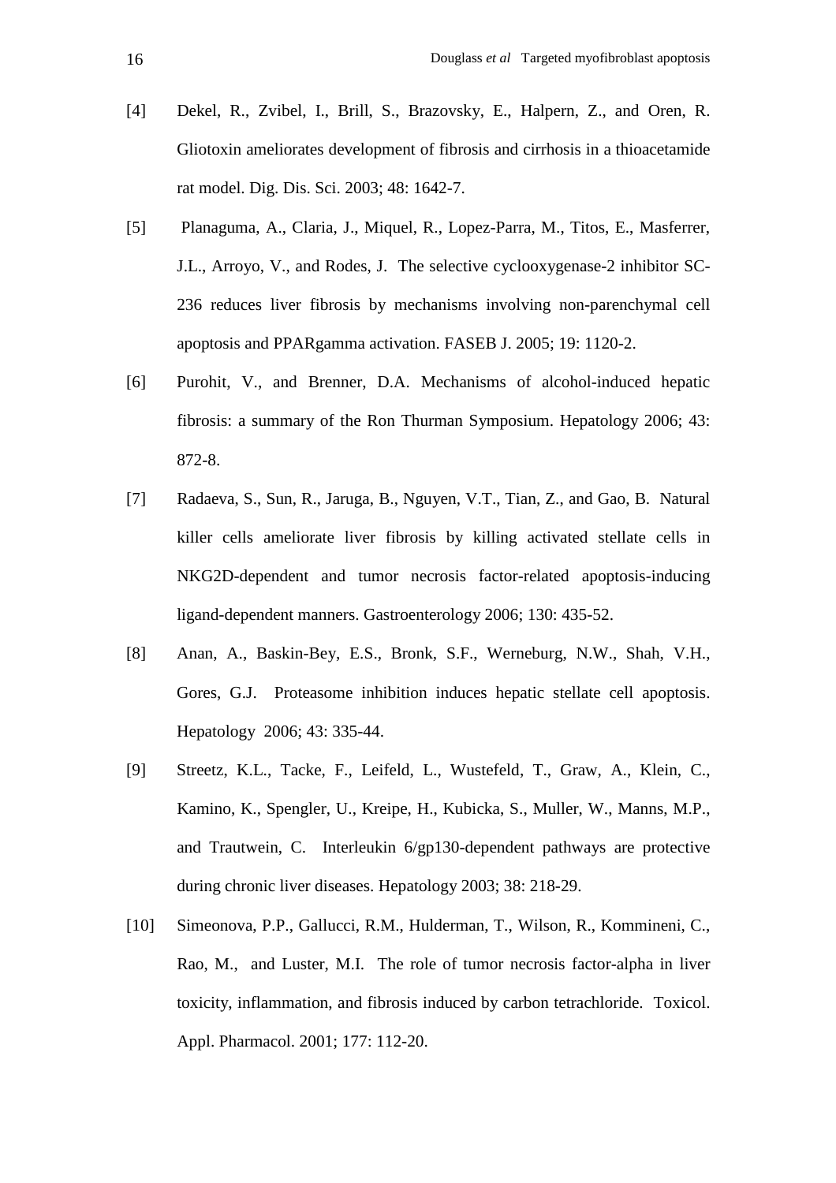[4] Dekel, R., Zvibel, I., Brill, S., Brazovsky, E., Halpern, Z., and Oren, R. Gliotoxin ameliorates development of fibrosis and cirrhosis in a thioacetamide rat model. Dig. Dis. Sci. 2003; 48: 1642-7.

[5] Planaguma, A., Claria, J., Miquel, R., Lopez-Parra, M., Titos, E., Masferrer, J.L., Arroyo, V., and Rodes, J. The selective cyclooxygenase-2 inhibitor SC-236 reduces liver fibrosis by mechanisms involving non-parenchymal cell apoptosis and PPARgamma activation. FASEB J. 2005; 19: 1120-2.

[6] Purohit, V., and Brenner, D.A. Mechanisms of alcohol-induced hepatic fibrosis: a summary of the Ron Thurman Symposium. Hepatology 2006; 43: 872-8.

[7] Radaeva, S., Sun, R., Jaruga, B., Nguyen, V.T., Tian, Z., and Gao, B. Natural killer cells ameliorate liver fibrosis by killing activated stellate cells in NKG2D-dependent and tumor necrosis factor-related apoptosis-inducing ligand-dependent manners. Gastroenterology 2006; 130: 435-52.

[8] Anan, A., Baskin-Bey, E.S., Bronk, S.F., Werneburg, N.W., Shah, V.H., Gores, G.J. Proteasome inhibition induces hepatic stellate cell apoptosis. Hepatology 2006; 43: 335-44.

[9] Streetz, K.L., Tacke, F., Leifeld, L., Wustefeld, T., Graw, A., Klein, C., Kamino, K., Spengler, U., Kreipe, H., Kubicka, S., Muller, W., Manns, M.P., and Trautwein, C. Interleukin 6/gp130-dependent pathways are protective during chronic liver diseases. Hepatology 2003; 38: 218-29.

[10] Simeonova, P.P., Gallucci, R.M., Hulderman, T., Wilson, R., Kommineni, C., Rao, M., and Luster, M.I. The role of tumor necrosis factor-alpha in liver toxicity, inflammation, and fibrosis induced by carbon tetrachloride. Toxicol. Appl. Pharmacol. 2001; 177: 112-20.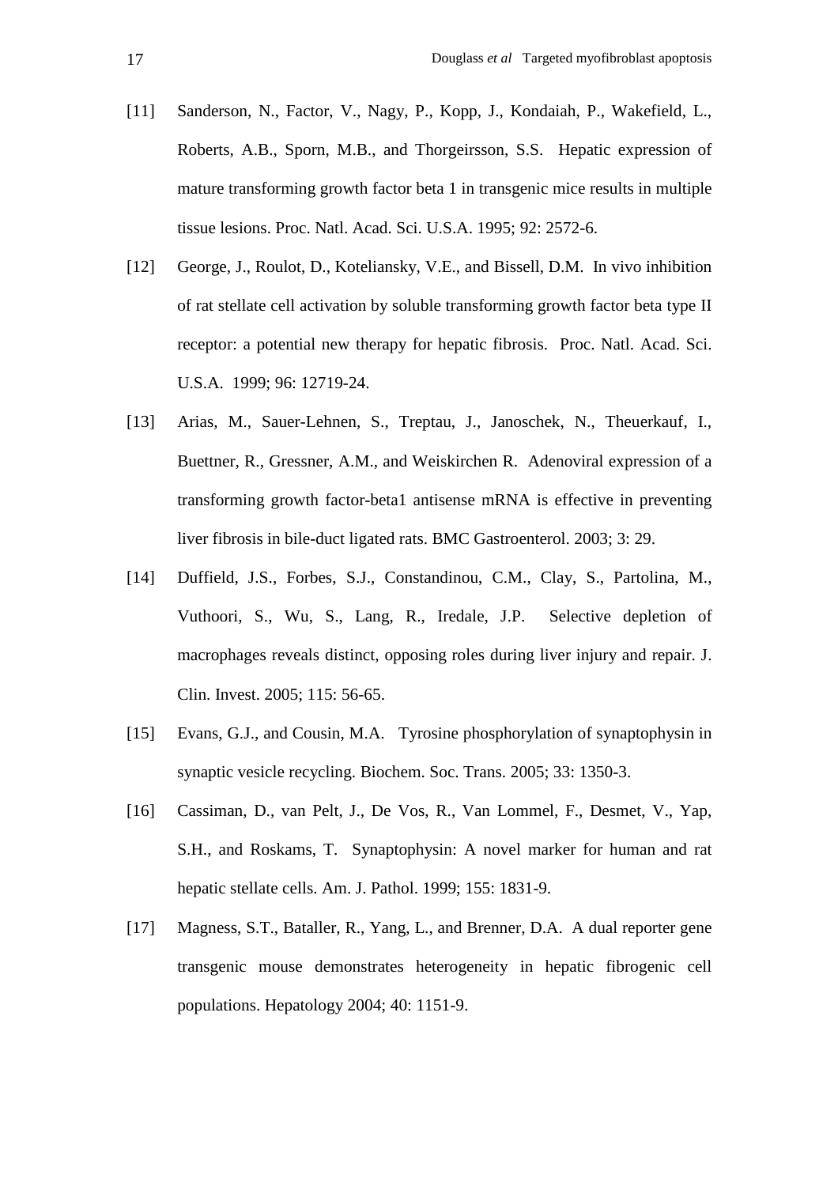[11] Sanderson, N., Factor, V., Nagy, P., Kopp, J., Kondaiah, P., Wakefield, L., Roberts, A.B., Sporn, M.B., and Thorgeirsson, S.S. Hepatic expression of mature transforming growth factor beta 1 in transgenic mice results in multiple tissue lesions. Proc. Natl. Acad. Sci. U.S.A. 1995; 92: 2572-6.

[12] George, J., Roulot, D., Koteliansky, V.E., and Bissell, D.M. In vivo inhibition of rat stellate cell activation by soluble transforming growth factor beta type II receptor: a potential new therapy for hepatic fibrosis. Proc. Natl. Acad. Sci. U.S.A. 1999; 96: 12719-24.

[13] Arias, M., Sauer-Lehnen, S., Treptau, J., Janoschek, N., Theuerkauf, I., Buettner, R., Gressner, A.M., and Weiskirchen R. Adenoviral expression of a transforming growth factor-beta1 antisense mRNA is effective in preventing liver fibrosis in bile-duct ligated rats. BMC Gastroenterol. 2003; 3: 29.

[14] Duffield, J.S., Forbes, S.J., Constandinou, C.M., Clay, S., Partolina, M., Vuthoori, S., Wu, S., Lang, R., Iredale, J.P. Selective depletion of macrophages reveals distinct, opposing roles during liver injury and repair. J. Clin. Invest. 2005; 115: 56-65.

[15] Evans, G.J., and Cousin, M.A. Tyrosine phosphorylation of synaptophysin in synaptic vesicle recycling. Biochem. Soc. Trans. 2005; 33: 1350-3.

[16] Cassiman, D., van Pelt, J., De Vos, R., Van Lommel, F., Desmet, V., Yap, S.H., and Roskams, T. Synaptophysin: A novel marker for human and rat hepatic stellate cells. Am. J. Pathol. 1999; 155: 1831-9.

[17] Magness, S.T., Bataller, R., Yang, L., and Brenner, D.A. A dual reporter gene transgenic mouse demonstrates heterogeneity in hepatic fibrogenic cell populations. Hepatology 2004; 40: 1151-9.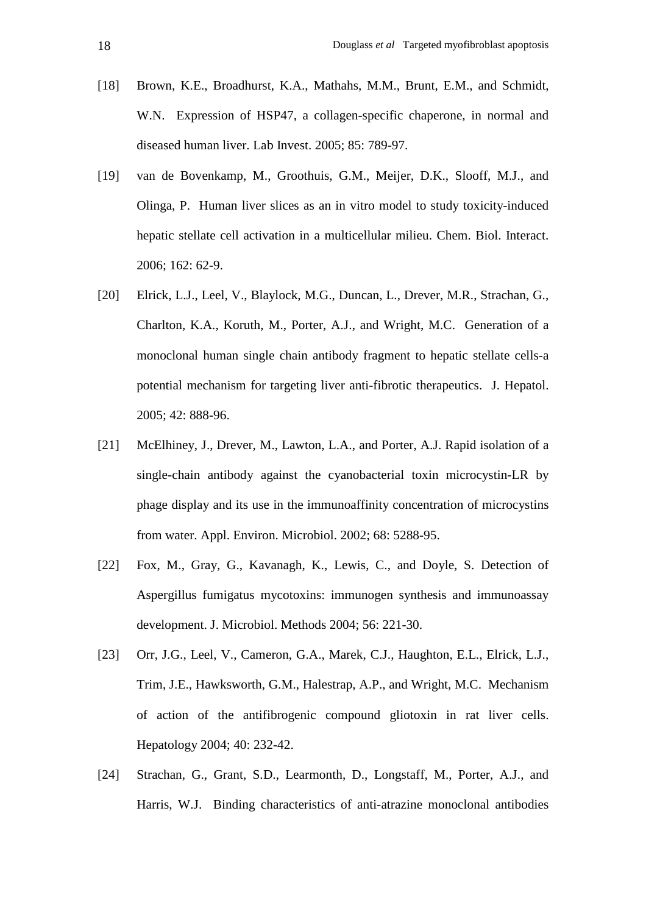[18] Brown, K.E., Broadhurst, K.A., Mathahs, M.M., Brunt, E.M., and Schmidt, W.N. Expression of HSP47, a collagen-specific chaperone, in normal and diseased human liver. Lab Invest. 2005; 85: 789-97.

[19] van de Bovenkamp, M., Groothuis, G.M., Meijer, D.K., Slooff, M.J., and Olinga, P. Human liver slices as an in vitro model to study toxicity-induced hepatic stellate cell activation in a multicellular milieu. Chem. Biol. Interact. 2006; 162: 62-9.

[20] Elrick, L.J., Leel, V., Blaylock, M.G., Duncan, L., Drever, M.R., Strachan, G., Charlton, K.A., Koruth, M., Porter, A.J., and Wright, M.C. Generation of a monoclonal human single chain antibody fragment to hepatic stellate cells-a potential mechanism for targeting liver anti-fibrotic therapeutics. J. Hepatol. 2005; 42: 888-96.

[21] McElhiney, J., Drever, M., Lawton, L.A., and Porter, A.J. Rapid isolation of a single-chain antibody against the cyanobacterial toxin microcystin-LR by phage display and its use in the immunoaffinity concentration of microcystins from water. Appl. Environ. Microbiol. 2002; 68: 5288-95.

[22] Fox, M., Gray, G., Kavanagh, K., Lewis, C., and Doyle, S. Detection of Aspergillus fumigatus mycotoxins: immunogen synthesis and immunoassay development. J. Microbiol. Methods 2004; 56: 221-30.

[23] Orr, J.G., Leel, V., Cameron, G.A., Marek, C.J., Haughton, E.L., Elrick, L.J., Trim, J.E., Hawksworth, G.M., Halestrap, A.P., and Wright, M.C. Mechanism of action of the antifibrogenic compound gliotoxin in rat liver cells. Hepatology 2004; 40: 232-42.

[24] Strachan, G., Grant, S.D., Learmonth, D., Longstaff, M., Porter, A.J., and Harris, W.J. Binding characteristics of anti-atrazine monoclonal antibodies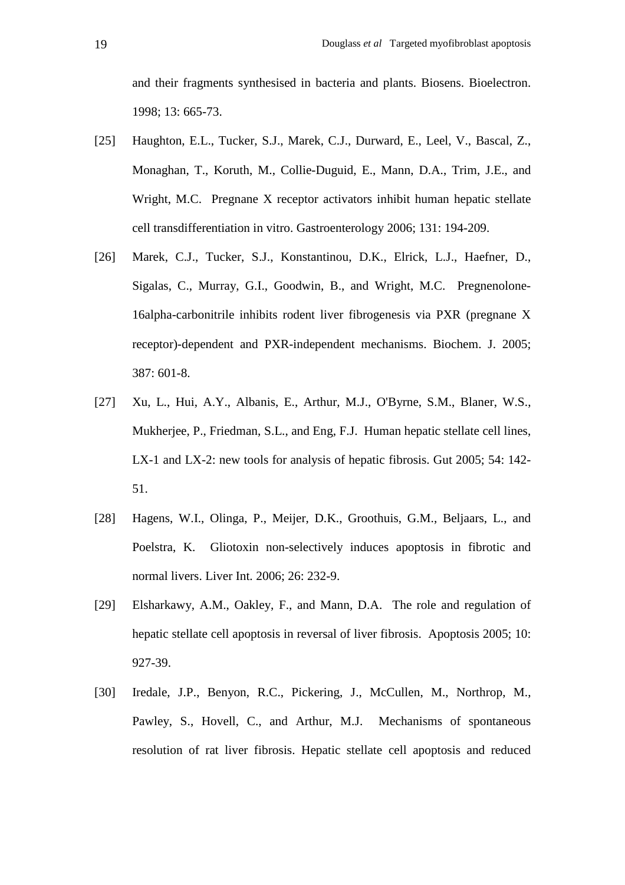and their fragments synthesised in bacteria and plants. Biosens. Bioelectron. 1998; 13: 665-73.

[25] Haughton, E.L., Tucker, S.J., Marek, C.J., Durward, E., Leel, V., Bascal, Z., Monaghan, T., Koruth, M., Collie-Duguid, E., Mann, D.A., Trim, J.E., and Wright, M.C. Pregnane X receptor activators inhibit human hepatic stellate cell transdifferentiation in vitro. Gastroenterology 2006; 131: 194-209.

[26] Marek, C.J., Tucker, S.J., Konstantinou, D.K., Elrick, L.J., Haefner, D., Sigalas, C., Murray, G.I., Goodwin, B., and Wright, M.C. Pregnenolone-16alpha-carbonitrile inhibits rodent liver fibrogenesis via PXR (pregnane X receptor)-dependent and PXR-independent mechanisms. Biochem. J. 2005; 387: 601-8.

[27] Xu, L., Hui, A.Y., Albanis, E., Arthur, M.J., O'Byrne, S.M., Blaner, W.S., Mukherjee, P., Friedman, S.L., and Eng, F.J. Human hepatic stellate cell lines, LX-1 and LX-2: new tools for analysis of hepatic fibrosis. Gut 2005; 54: 142-51.

[28] Hagens, W.I., Olinga, P., Meijer, D.K., Groothuis, G.M., Beljaars, L., and Poelstra, K. Gliotoxin non-selectively induces apoptosis in fibrotic and normal livers. Liver Int. 2006; 26: 232-9.

[29] Elsharkawy, A.M., Oakley, F., and Mann, D.A. The role and regulation of hepatic stellate cell apoptosis in reversal of liver fibrosis. Apoptosis 2005; 10: 927-39.

[30] Iredale, J.P., Benyon, R.C., Pickering, J., McCullen, M., Northrop, M., Pawley, S., Hovell, C., and Arthur, M.J. Mechanisms of spontaneous resolution of rat liver fibrosis. Hepatic stellate cell apoptosis and reduced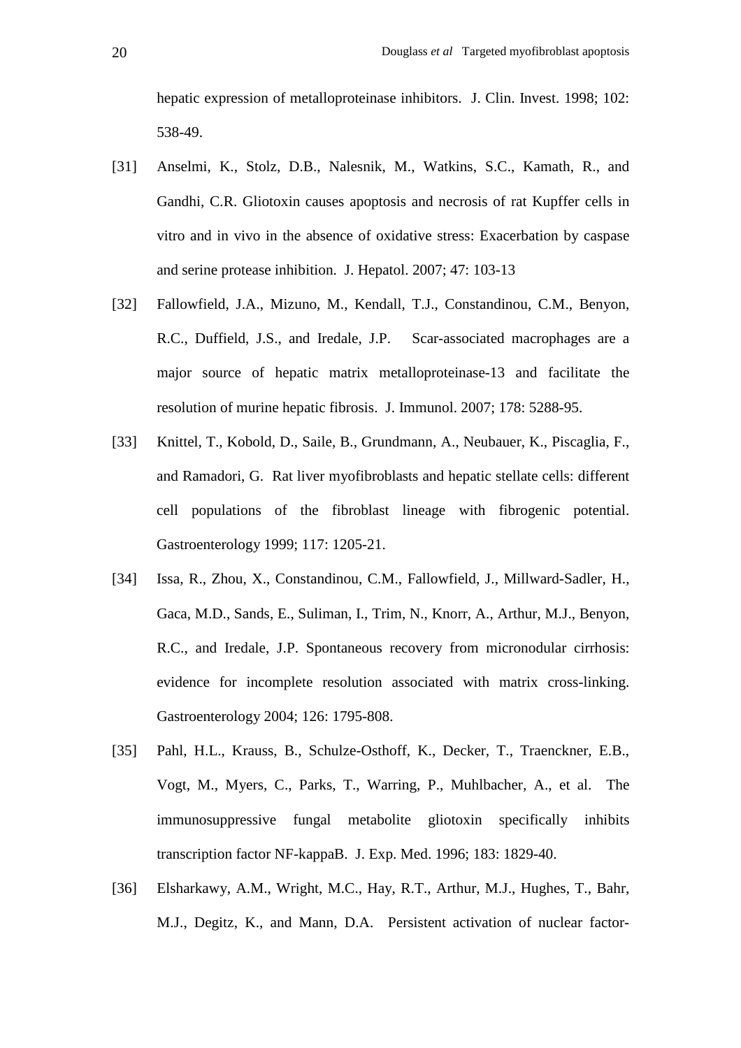hepatic expression of metalloproteinase inhibitors. J. Clin. Invest. 1998; 102: 538-49.

[31] Anselmi, K., Stolz, D.B., Nalesnik, M., Watkins, S.C., Kamath, R., and Gandhi, C.R. Gliotoxin causes apoptosis and necrosis of rat Kupffer cells in vitro and in vivo in the absence of oxidative stress: Exacerbation by caspase and serine protease inhibition. J. Hepatol. 2007; 47: 103-13

[32] Fallowfield, J.A., Mizuno, M., Kendall, T.J., Constandinou, C.M., Benyon, R.C., Duffield, J.S., and Iredale, J.P. Scar-associated macrophages are a major source of hepatic matrix metalloproteinase-13 and facilitate the resolution of murine hepatic fibrosis. J. Immunol. 2007; 178: 5288-95.

[33] Knittel, T., Kobold, D., Saile, B., Grundmann, A., Neubauer, K., Piscaglia, F., and Ramadori, G. Rat liver myofibroblasts and hepatic stellate cells: different cell populations of the fibroblast lineage with fibrogenic potential. Gastroenterology 1999; 117: 1205-21.

[34] Issa, R., Zhou, X., Constandinou, C.M., Fallowfield, J., Millward-Sadler, H., Gaca, M.D., Sands, E., Suliman, I., Trim, N., Knorr, A., Arthur, M.J., Benyon, R.C., and Iredale, J.P. Spontaneous recovery from micronodular cirrhosis: evidence for incomplete resolution associated with matrix cross-linking. Gastroenterology 2004; 126: 1795-808.

[35] Pahl, H.L., Krauss, B., Schulze-Osthoff, K., Decker, T., Traenckner, E.B., Vogt, M., Myers, C., Parks, T., Warring, P., Muhlbacher, A., et al. The immunosuppressive fungal metabolite gliotoxin specifically inhibits transcription factor NF-kappaB. J. Exp. Med. 1996; 183: 1829-40.

[36] Elsharkawy, A.M., Wright, M.C., Hay, R.T., Arthur, M.J., Hughes, T., Bahr, M.J., Degitz, K., and Mann, D.A. Persistent activation of nuclear factor-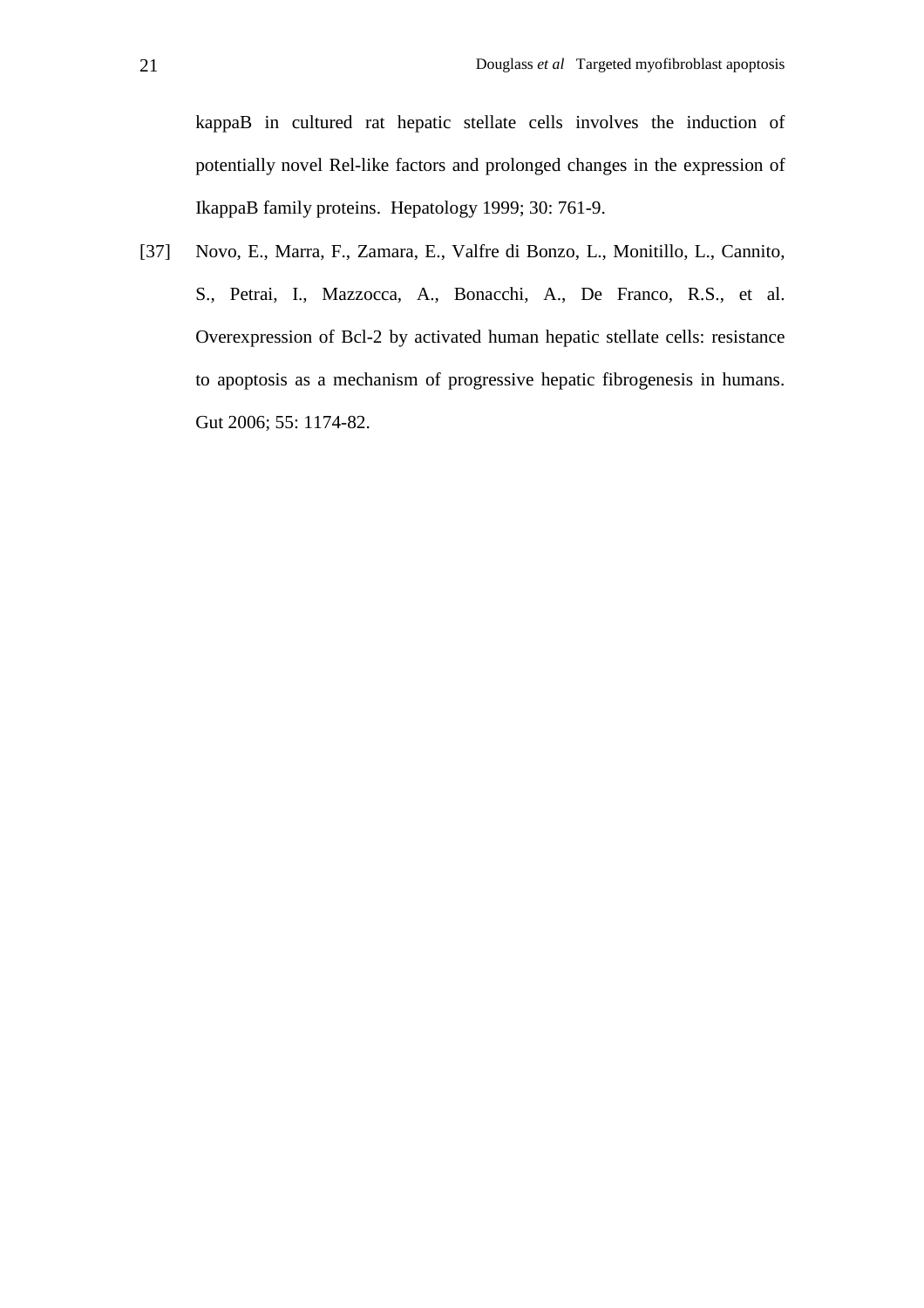kappaB in cultured rat hepatic stellate cells involves the induction of potentially novel Rel-like factors and prolonged changes in the expression of IkappaB family proteins. Hepatology 1999; 30: 761-9.

[37] Novo, E., Marra, F., Zamara, E., Valfre di Bonzo, L., Monitillo, L., Cannito, S., Petrai, I., Mazzocca, A., Bonacchi, A., De Franco, R.S., et al. Overexpression of Bcl-2 by activated human hepatic stellate cells: resistance to apoptosis as a mechanism of progressive hepatic fibrogenesis in humans. Gut 2006; 55: 1174-82.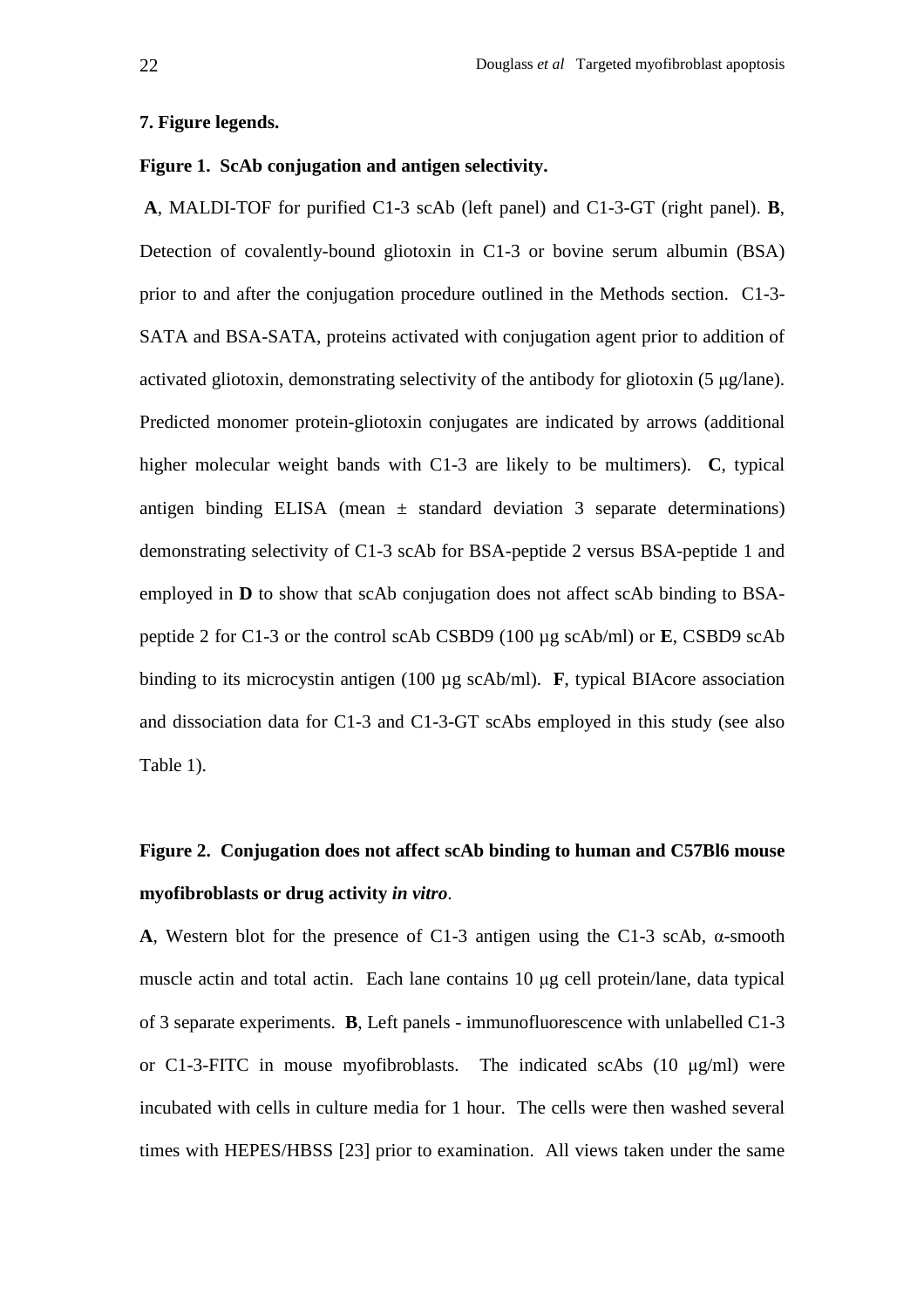## 7. Figure legends.

### Figure 1. ScAb conjugation and antigen selectivity.

**A**, MALDI-TOF for purified C1-3 scAb (left panel) and C1-3-GT (right panel). **B**, Detection of covalently-bound gliotoxin in C1-3 or bovine serum albumin (BSA) prior to and after the conjugation procedure outlined in the Methods section. C1-3-SATA and BSA-SATA, proteins activated with conjugation agent prior to addition of activated gliotoxin, demonstrating selectivity of the antibody for gliotoxin (5 μg/lane). Predicted monomer protein-gliotoxin conjugates are indicated by arrows (additional higher molecular weight bands with C1-3 are likely to be multimers). **C**, typical antigen binding ELISA (mean ± standard deviation 3 separate determinations) demonstrating selectivity of C1-3 scAb for BSA-peptide 2 versus BSA-peptide 1 and employed in **D** to show that scAb conjugation does not affect scAb binding to BSA-peptide 2 for C1-3 or the control scAb CSBD9 (100 µg scAb/ml) or **E**, CSBD9 scAb binding to its microcystin antigen (100 µg scAb/ml). **F**, typical BIAcore association and dissociation data for C1-3 and C1-3-GT scAbs employed in this study (see also Table 1).

### Figure 2. Conjugation does not affect scAb binding to human and C57Bl6 mouse myofibroblasts or drug activity *in vitro*.

**A**, Western blot for the presence of C1-3 antigen using the C1-3 scAb, α-smooth muscle actin and total actin. Each lane contains 10 μg cell protein/lane, data typical of 3 separate experiments. **B**, Left panels - immunofluorescence with unlabelled C1-3 or C1-3-FITC in mouse myofibroblasts. The indicated scAbs (10 μg/ml) were incubated with cells in culture media for 1 hour. The cells were then washed several times with HEPES/HBSS [23] prior to examination. All views taken under the same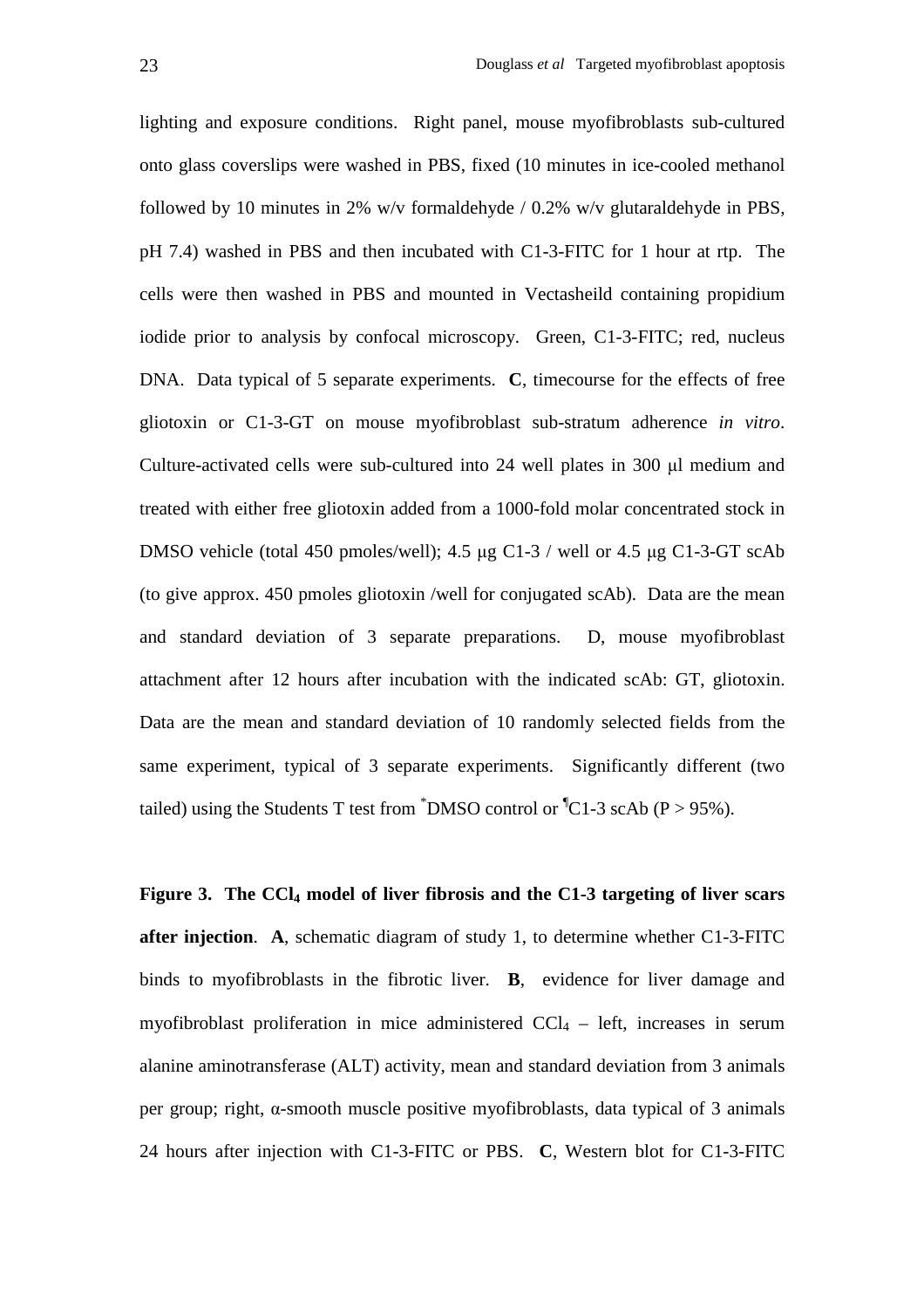lighting and exposure conditions. Right panel, mouse myofibroblasts sub-cultured onto glass coverslips were washed in PBS, fixed (10 minutes in ice-cooled methanol followed by 10 minutes in 2% w/v formaldehyde / 0.2% w/v glutaraldehyde in PBS, pH 7.4) washed in PBS and then incubated with C1-3-FITC for 1 hour at rtp. The cells were then washed in PBS and mounted in Vectasheild containing propidium iodide prior to analysis by confocal microscopy. Green, C1-3-FITC; red, nucleus DNA. Data typical of 5 separate experiments. **C**, timecourse for the effects of free gliotoxin or C1-3-GT on mouse myofibroblast sub-stratum adherence *in vitro*. Culture-activated cells were sub-cultured into 24 well plates in 300 μl medium and treated with either free gliotoxin added from a 1000-fold molar concentrated stock in DMSO vehicle (total 450 pmoles/well); 4.5 μg C1-3 / well or 4.5 μg C1-3-GT scAb (to give approx. 450 pmoles gliotoxin /well for conjugated scAb). Data are the mean and standard deviation of 3 separate preparations. D, mouse myofibroblast attachment after 12 hours after incubation with the indicated scAb: GT, gliotoxin. Data are the mean and standard deviation of 10 randomly selected fields from the same experiment, typical of 3 separate experiments. Significantly different (two tailed) using the Students T test from [*]DMSO control or [¶]C1-3 scAb (P > 95%).

**Figure 3. The $CCl_4$ model of liver fibrosis and the C1-3 targeting of liver scars after injection**. **A**, schematic diagram of study 1, to determine whether C1-3-FITC binds to myofibroblasts in the fibrotic liver. **B**, evidence for liver damage and myofibroblast proliferation in mice administered $CCl_4$ – left, increases in serum alanine aminotransferase (ALT) activity, mean and standard deviation from 3 animals per group; right, α-smooth muscle positive myofibroblasts, data typical of 3 animals 24 hours after injection with C1-3-FITC or PBS. **C**, Western blot for C1-3-FITC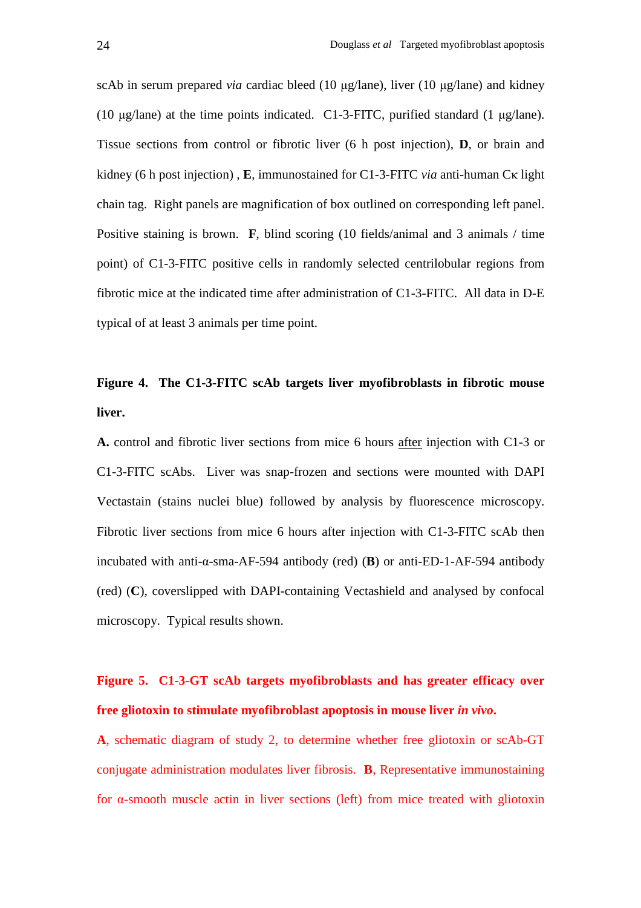scAb in serum prepared *via* cardiac bleed (10 μg/lane), liver (10 μg/lane) and kidney (10 μg/lane) at the time points indicated. C1-3-FITC, purified standard (1 μg/lane). Tissue sections from control or fibrotic liver (6 h post injection), **D**, or brain and kidney (6 h post injection) , **E**, immunostained for C1-3-FITC *via* anti-human Cκ light chain tag. Right panels are magnification of box outlined on corresponding left panel. Positive staining is brown. **F**, blind scoring (10 fields/animal and 3 animals / time point) of C1-3-FITC positive cells in randomly selected centrilobular regions from fibrotic mice at the indicated time after administration of C1-3-FITC. All data in D-E typical of at least 3 animals per time point.

**Figure 4. The C1-3-FITC scAb targets liver myofibroblasts in fibrotic mouse liver.**

**A.** control and fibrotic liver sections from mice 6 hours after injection with C1-3 or C1-3-FITC scAbs. Liver was snap-frozen and sections were mounted with DAPI Vectastain (stains nuclei blue) followed by analysis by fluorescence microscopy. Fibrotic liver sections from mice 6 hours after injection with C1-3-FITC scAb then incubated with anti-α-sma-AF-594 antibody (red) (**B**) or anti-ED-1-AF-594 antibody (red) (**C**), coverslipped with DAPI-containing Vectashield and analysed by confocal microscopy. Typical results shown.

**Figure 5. C1-3-GT scAb targets myofibroblasts and has greater efficacy over free gliotoxin to stimulate myofibroblast apoptosis in mouse liver *in vivo*.**

**A**, schematic diagram of study 2, to determine whether free gliotoxin or scAb-GT conjugate administration modulates liver fibrosis. **B**, Representative immunostaining for α-smooth muscle actin in liver sections (left) from mice treated with gliotoxin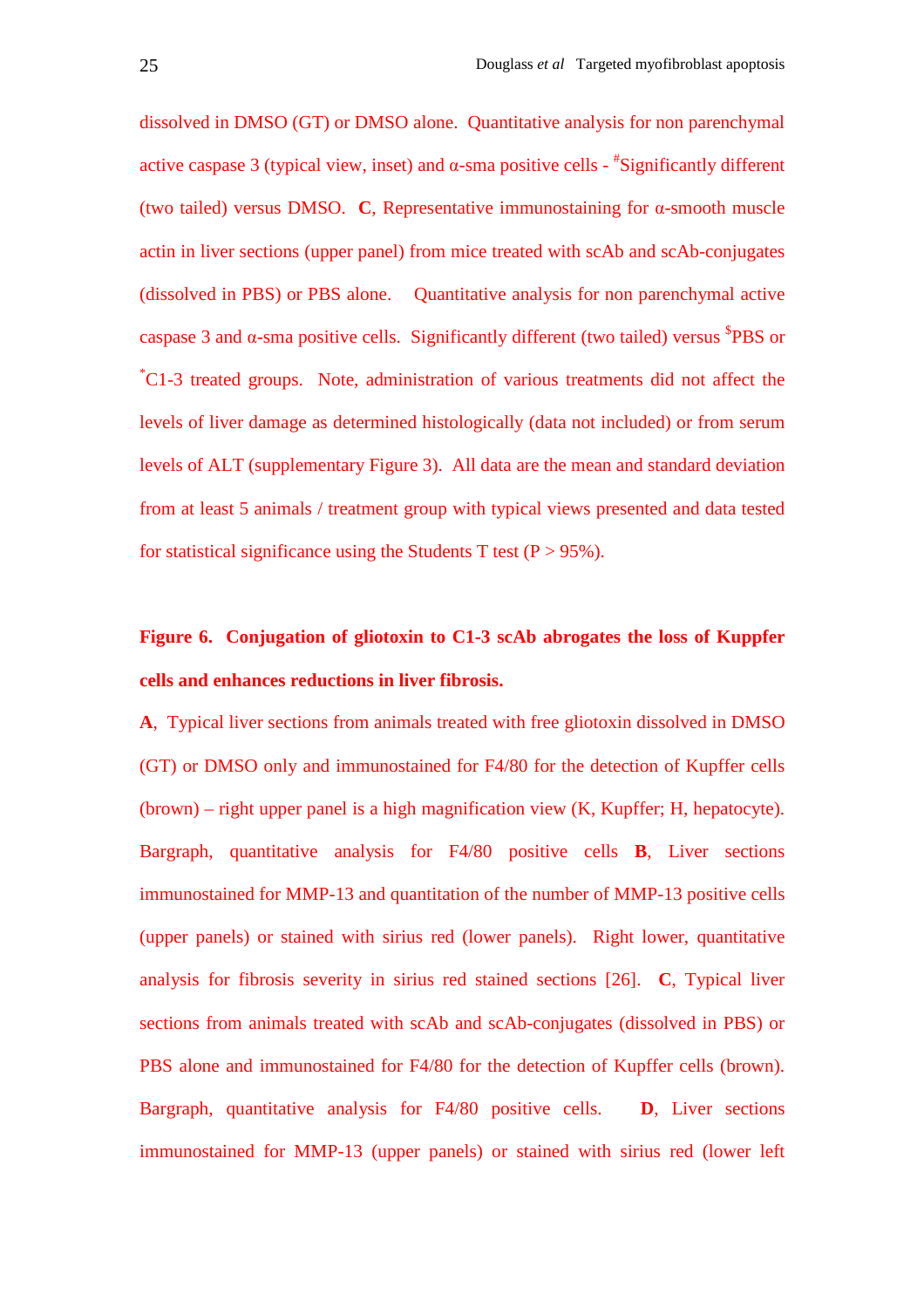dissolved in DMSO (GT) or DMSO alone. Quantitative analysis for non parenchymal active caspase 3 (typical view, inset) and α-sma positive cells - [#]Significantly different (two tailed) versus DMSO. **C**, Representative immunostaining for α-smooth muscle actin in liver sections (upper panel) from mice treated with scAb and scAb-conjugates (dissolved in PBS) or PBS alone. Quantitative analysis for non parenchymal active caspase 3 and α-sma positive cells. Significantly different (two tailed) versus [$]PBS or [*]C1-3 treated groups. Note, administration of various treatments did not affect the levels of liver damage as determined histologically (data not included) or from serum levels of ALT (supplementary Figure 3). All data are the mean and standard deviation from at least 5 animals / treatment group with typical views presented and data tested for statistical significance using the Students T test (P > 95%).

**Figure 6. Conjugation of gliotoxin to C1-3 scAb abrogates the loss of Kuppfer cells and enhances reductions in liver fibrosis.**

**A**, Typical liver sections from animals treated with free gliotoxin dissolved in DMSO (GT) or DMSO only and immunostained for F4/80 for the detection of Kupffer cells (brown) – right upper panel is a high magnification view (K, Kupffer; H, hepatocyte). Bargraph, quantitative analysis for F4/80 positive cells **B**, Liver sections immunostained for MMP-13 and quantitation of the number of MMP-13 positive cells (upper panels) or stained with sirius red (lower panels). Right lower, quantitative analysis for fibrosis severity in sirius red stained sections [26]. **C**, Typical liver sections from animals treated with scAb and scAb-conjugates (dissolved in PBS) or PBS alone and immunostained for F4/80 for the detection of Kupffer cells (brown). Bargraph, quantitative analysis for F4/80 positive cells. **D**, Liver sections immunostained for MMP-13 (upper panels) or stained with sirius red (lower left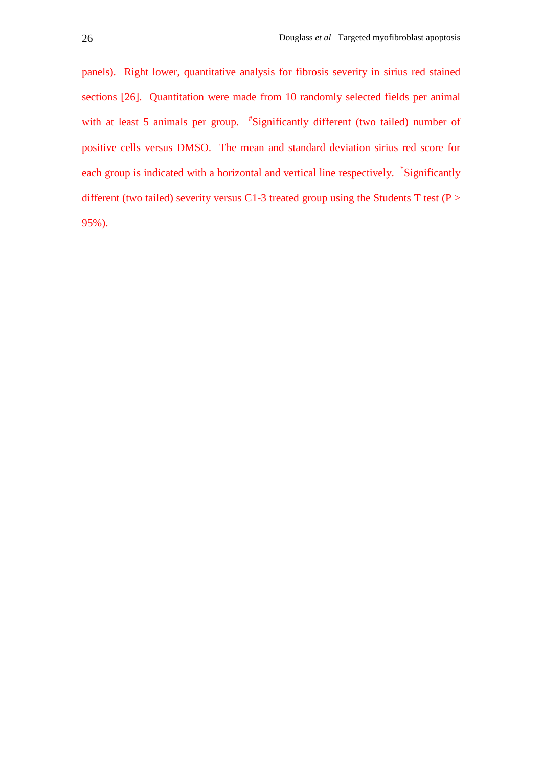panels). Right lower, quantitative analysis for fibrosis severity in sirius red stained sections [26]. Quantitation were made from 10 randomly selected fields per animal with at least 5 animals per group. [#]Significantly different (two tailed) number of positive cells versus DMSO. The mean and standard deviation sirius red score for each group is indicated with a horizontal and vertical line respectively. [*]Significantly different (two tailed) severity versus C1-3 treated group using the Students T test (P > 95%).